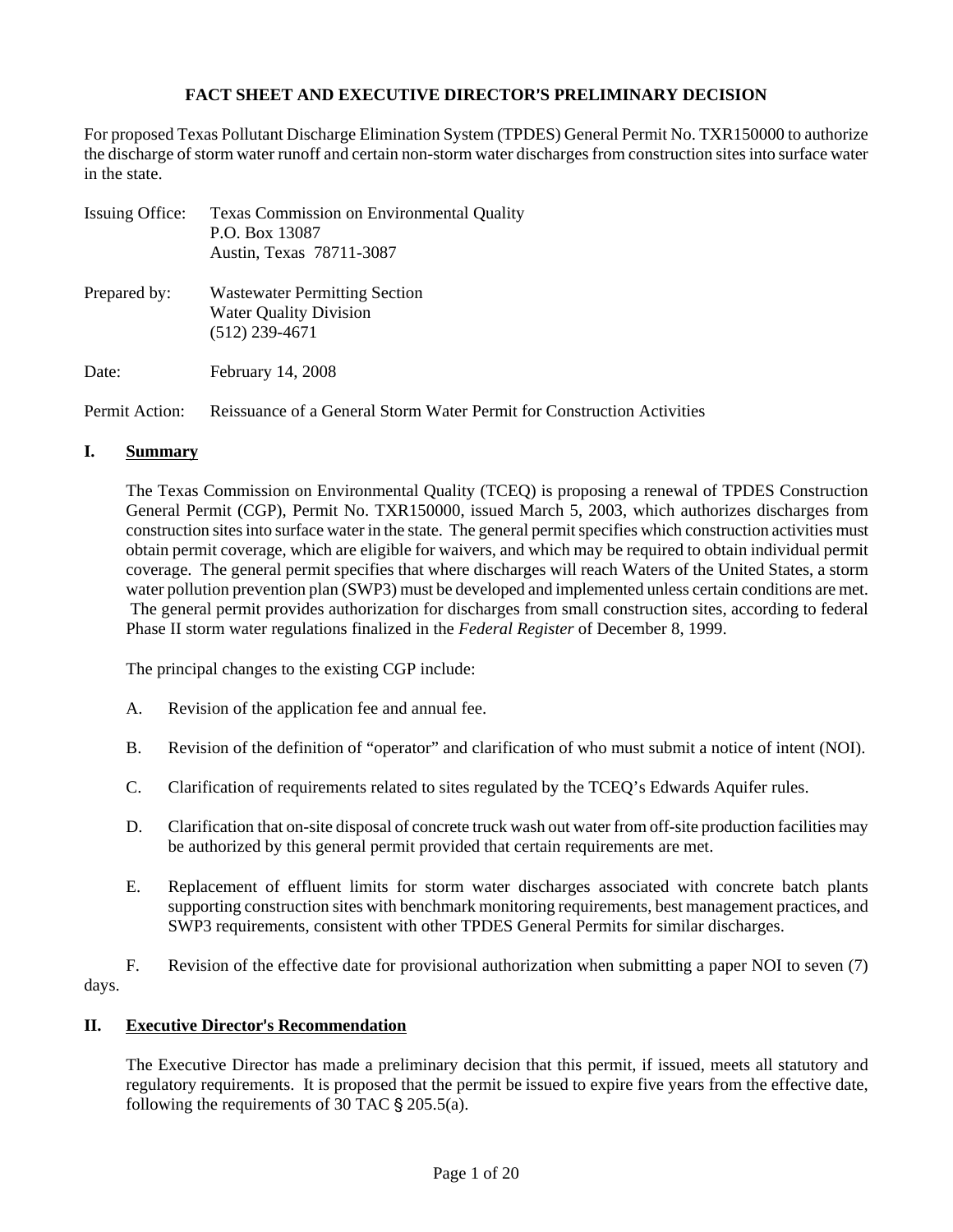# FACT SHEET AND EXECUTIVE DIRECTOR'S PRELIMINARY DECISION

For proposed Texas Pollutant Discharge Elimination System (TPDES) General Permit No. TXR150000 to authorize the discharge of storm water runoff and certain non-storm water discharges from construction sites into surface water in the state.

Issuing Office: Texas Commission on Environmental Quality
P.O. Box 13087
Austin, Texas 78711-3087

Prepared by: Wastewater Permitting Section
Water Quality Division
(512) 239-4671

Date: February 14, 2008

Permit Action: Reissuance of a General Storm Water Permit for Construction Activities

## I. Summary

The Texas Commission on Environmental Quality (TCEQ) is proposing a renewal of TPDES Construction General Permit (CGP), Permit No. TXR150000, issued March 5, 2003, which authorizes discharges from construction sites into surface water in the state. The general permit specifies which construction activities must obtain permit coverage, which are eligible for waivers, and which may be required to obtain individual permit coverage. The general permit specifies that where discharges will reach Waters of the United States, a storm water pollution prevention plan (SWP3) must be developed and implemented unless certain conditions are met. The general permit provides authorization for discharges from small construction sites, according to federal Phase II storm water regulations finalized in the *Federal Register* of December 8, 1999.

The principal changes to the existing CGP include:

A. Revision of the application fee and annual fee.

B. Revision of the definition of "operator" and clarification of who must submit a notice of intent (NOI).

C. Clarification of requirements related to sites regulated by the TCEQ's Edwards Aquifer rules.

D. Clarification that on-site disposal of concrete truck wash out water from off-site production facilities may be authorized by this general permit provided that certain requirements are met.

E. Replacement of effluent limits for storm water discharges associated with concrete batch plants supporting construction sites with benchmark monitoring requirements, best management practices, and SWP3 requirements, consistent with other TPDES General Permits for similar discharges.

F. Revision of the effective date for provisional authorization when submitting a paper NOI to seven (7) days.

## II. Executive Director's Recommendation

The Executive Director has made a preliminary decision that this permit, if issued, meets all statutory and regulatory requirements. It is proposed that the permit be issued to expire five years from the effective date, following the requirements of 30 TAC § 205.5(a).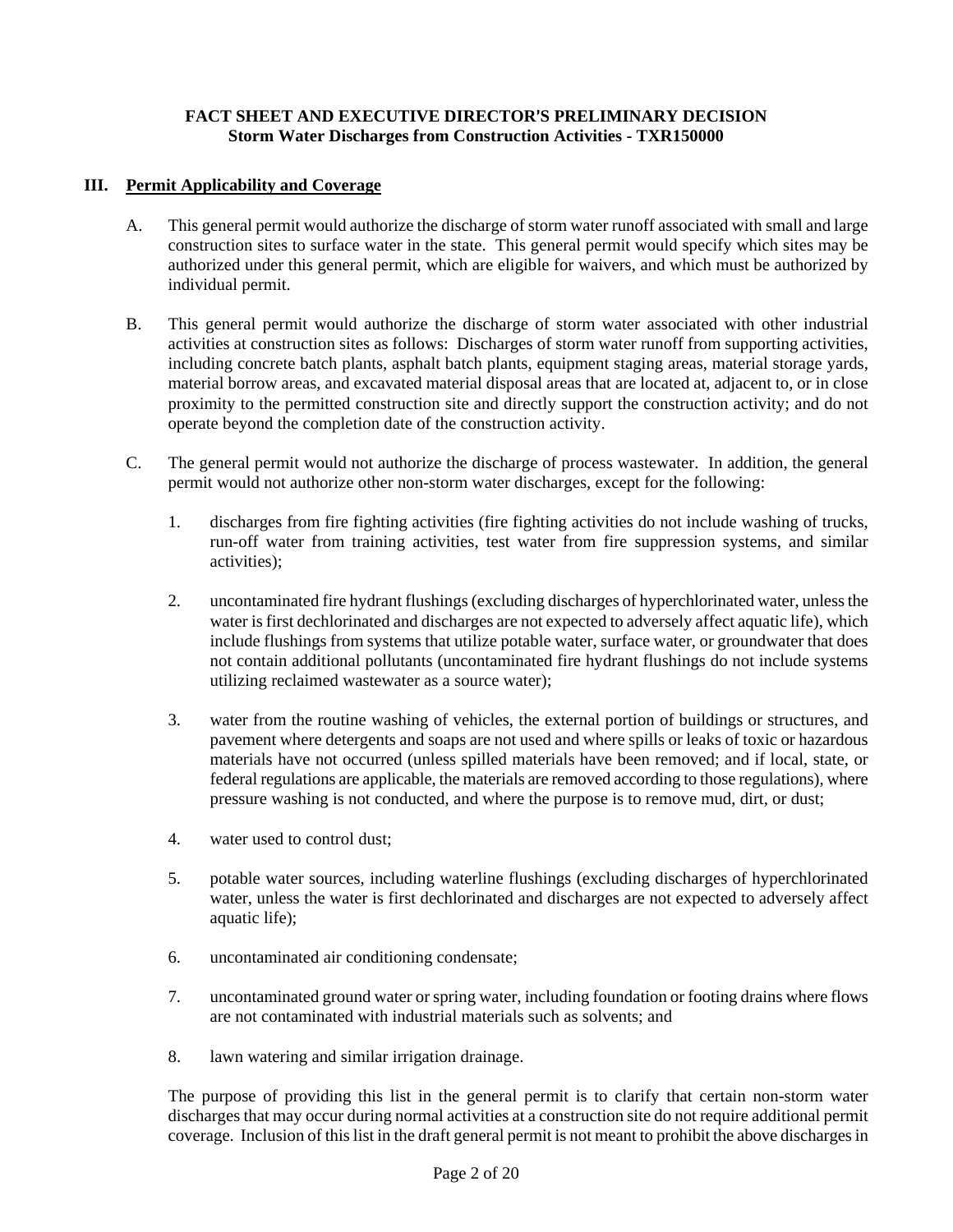## III. Permit Applicability and Coverage

A. This general permit would authorize the discharge of storm water runoff associated with small and large construction sites to surface water in the state. This general permit would specify which sites may be authorized under this general permit, which are eligible for waivers, and which must be authorized by individual permit.

B. This general permit would authorize the discharge of storm water associated with other industrial activities at construction sites as follows: Discharges of storm water runoff from supporting activities, including concrete batch plants, asphalt batch plants, equipment staging areas, material storage yards, material borrow areas, and excavated material disposal areas that are located at, adjacent to, or in close proximity to the permitted construction site and directly support the construction activity; and do not operate beyond the completion date of the construction activity.

C. The general permit would not authorize the discharge of process wastewater. In addition, the general permit would not authorize other non-storm water discharges, except for the following:

1. discharges from fire fighting activities (fire fighting activities do not include washing of trucks, run-off water from training activities, test water from fire suppression systems, and similar activities);

2. uncontaminated fire hydrant flushings (excluding discharges of hyperchlorinated water, unless the water is first dechlorinated and discharges are not expected to adversely affect aquatic life), which include flushings from systems that utilize potable water, surface water, or groundwater that does not contain additional pollutants (uncontaminated fire hydrant flushings do not include systems utilizing reclaimed wastewater as a source water);

3. water from the routine washing of vehicles, the external portion of buildings or structures, and pavement where detergents and soaps are not used and where spills or leaks of toxic or hazardous materials have not occurred (unless spilled materials have been removed; and if local, state, or federal regulations are applicable, the materials are removed according to those regulations), where pressure washing is not conducted, and where the purpose is to remove mud, dirt, or dust;

4. water used to control dust;

5. potable water sources, including waterline flushings (excluding discharges of hyperchlorinated water, unless the water is first dechlorinated and discharges are not expected to adversely affect aquatic life);

6. uncontaminated air conditioning condensate;

7. uncontaminated ground water or spring water, including foundation or footing drains where flows are not contaminated with industrial materials such as solvents; and

8. lawn watering and similar irrigation drainage.

The purpose of providing this list in the general permit is to clarify that certain non-storm water discharges that may occur during normal activities at a construction site do not require additional permit coverage. Inclusion of this list in the draft general permit is not meant to prohibit the above discharges in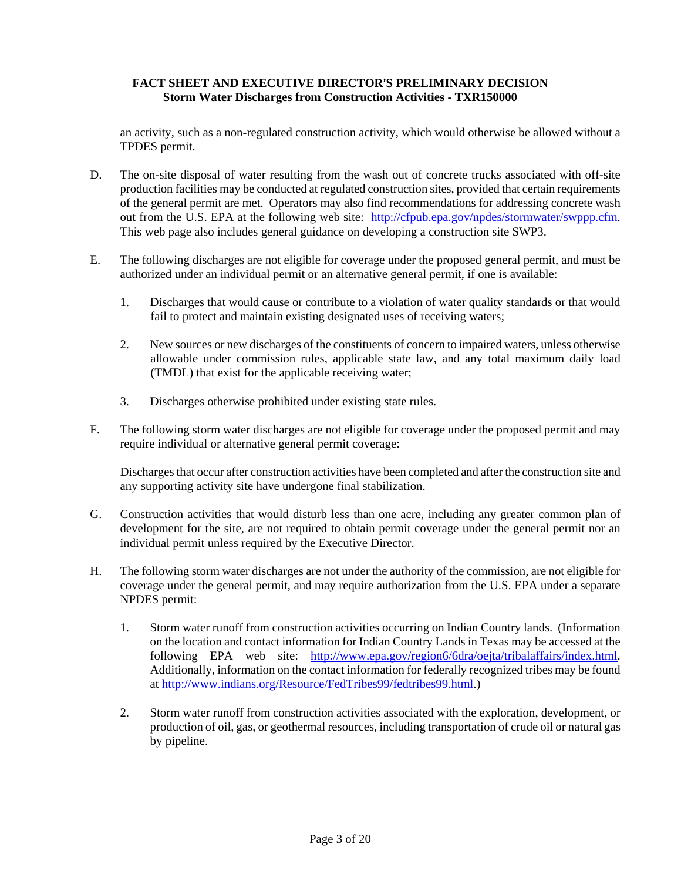an activity, such as a non-regulated construction activity, which would otherwise be allowed without a TPDES permit.

D. The on-site disposal of water resulting from the wash out of concrete trucks associated with off-site production facilities may be conducted at regulated construction sites, provided that certain requirements of the general permit are met. Operators may also find recommendations for addressing concrete wash out from the U.S. EPA at the following web site: http://cfpub.epa.gov/npdes/stormwater/swppp.cfm. This web page also includes general guidance on developing a construction site SWP3.

E. The following discharges are not eligible for coverage under the proposed general permit, and must be authorized under an individual permit or an alternative general permit, if one is available:

   1. Discharges that would cause or contribute to a violation of water quality standards or that would fail to protect and maintain existing designated uses of receiving waters;

   2. New sources or new discharges of the constituents of concern to impaired waters, unless otherwise allowable under commission rules, applicable state law, and any total maximum daily load (TMDL) that exist for the applicable receiving water;

   3. Discharges otherwise prohibited under existing state rules.

F. The following storm water discharges are not eligible for coverage under the proposed permit and may require individual or alternative general permit coverage:

   Discharges that occur after construction activities have been completed and after the construction site and any supporting activity site have undergone final stabilization.

G. Construction activities that would disturb less than one acre, including any greater common plan of development for the site, are not required to obtain permit coverage under the general permit nor an individual permit unless required by the Executive Director.

H. The following storm water discharges are not under the authority of the commission, are not eligible for coverage under the general permit, and may require authorization from the U.S. EPA under a separate NPDES permit:

   1. Storm water runoff from construction activities occurring on Indian Country lands. (Information on the location and contact information for Indian Country Lands in Texas may be accessed at the following EPA web site: http://www.epa.gov/region6/6dra/oejta/tribalaffairs/index.html. Additionally, information on the contact information for federally recognized tribes may be found at http://www.indians.org/Resource/FedTribes99/fedtribes99.html.)

   2. Storm water runoff from construction activities associated with the exploration, development, or production of oil, gas, or geothermal resources, including transportation of crude oil or natural gas by pipeline.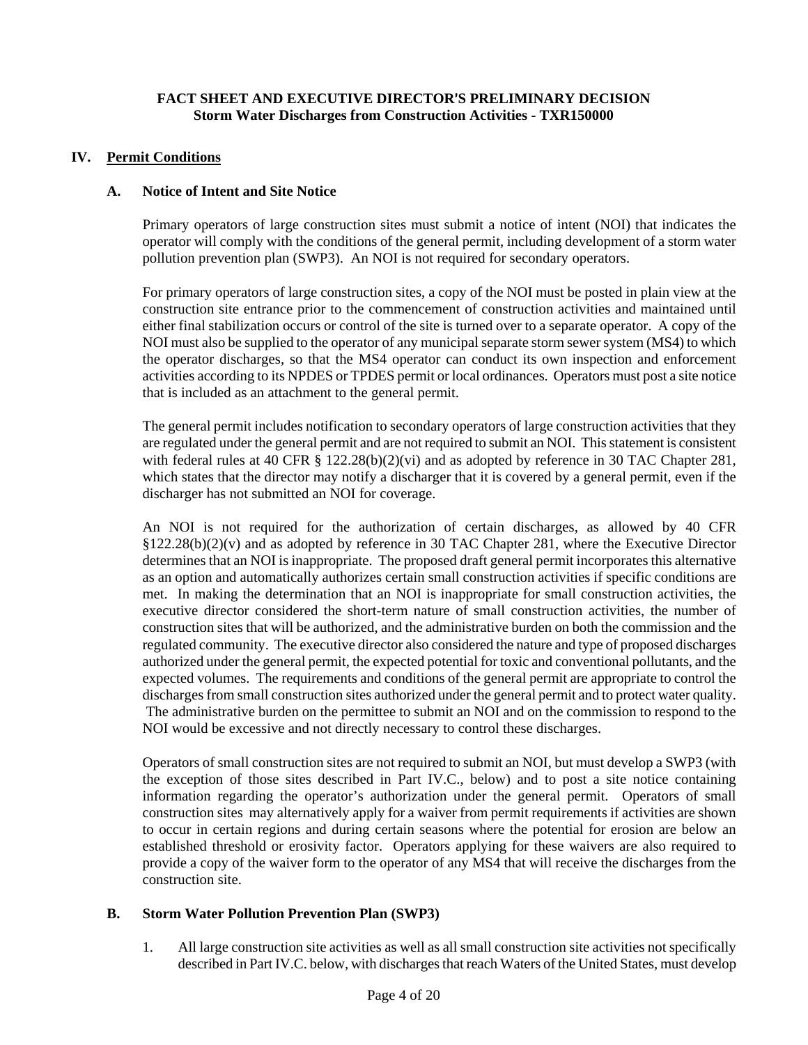**FACT SHEET AND EXECUTIVE DIRECTOR'S PRELIMINARY DECISION**
**Storm Water Discharges from Construction Activities - TXR150000**

## IV. Permit Conditions

### A. Notice of Intent and Site Notice

Primary operators of large construction sites must submit a notice of intent (NOI) that indicates the operator will comply with the conditions of the general permit, including development of a storm water pollution prevention plan (SWP3). An NOI is not required for secondary operators.

For primary operators of large construction sites, a copy of the NOI must be posted in plain view at the construction site entrance prior to the commencement of construction activities and maintained until either final stabilization occurs or control of the site is turned over to a separate operator. A copy of the NOI must also be supplied to the operator of any municipal separate storm sewer system (MS4) to which the operator discharges, so that the MS4 operator can conduct its own inspection and enforcement activities according to its NPDES or TPDES permit or local ordinances. Operators must post a site notice that is included as an attachment to the general permit.

The general permit includes notification to secondary operators of large construction activities that they are regulated under the general permit and are not required to submit an NOI. This statement is consistent with federal rules at 40 CFR § 122.28(b)(2)(vi) and as adopted by reference in 30 TAC Chapter 281, which states that the director may notify a discharger that it is covered by a general permit, even if the discharger has not submitted an NOI for coverage.

An NOI is not required for the authorization of certain discharges, as allowed by 40 CFR §122.28(b)(2)(v) and as adopted by reference in 30 TAC Chapter 281, where the Executive Director determines that an NOI is inappropriate. The proposed draft general permit incorporates this alternative as an option and automatically authorizes certain small construction activities if specific conditions are met. In making the determination that an NOI is inappropriate for small construction activities, the executive director considered the short-term nature of small construction activities, the number of construction sites that will be authorized, and the administrative burden on both the commission and the regulated community. The executive director also considered the nature and type of proposed discharges authorized under the general permit, the expected potential for toxic and conventional pollutants, and the expected volumes. The requirements and conditions of the general permit are appropriate to control the discharges from small construction sites authorized under the general permit and to protect water quality. The administrative burden on the permittee to submit an NOI and on the commission to respond to the NOI would be excessive and not directly necessary to control these discharges.

Operators of small construction sites are not required to submit an NOI, but must develop a SWP3 (with the exception of those sites described in Part IV.C., below) and to post a site notice containing information regarding the operator's authorization under the general permit. Operators of small construction sites may alternatively apply for a waiver from permit requirements if activities are shown to occur in certain regions and during certain seasons where the potential for erosion are below an established threshold or erosivity factor. Operators applying for these waivers are also required to provide a copy of the waiver form to the operator of any MS4 that will receive the discharges from the construction site.

### B. Storm Water Pollution Prevention Plan (SWP3)

1. All large construction site activities as well as all small construction site activities not specifically described in Part IV.C. below, with discharges that reach Waters of the United States, must develop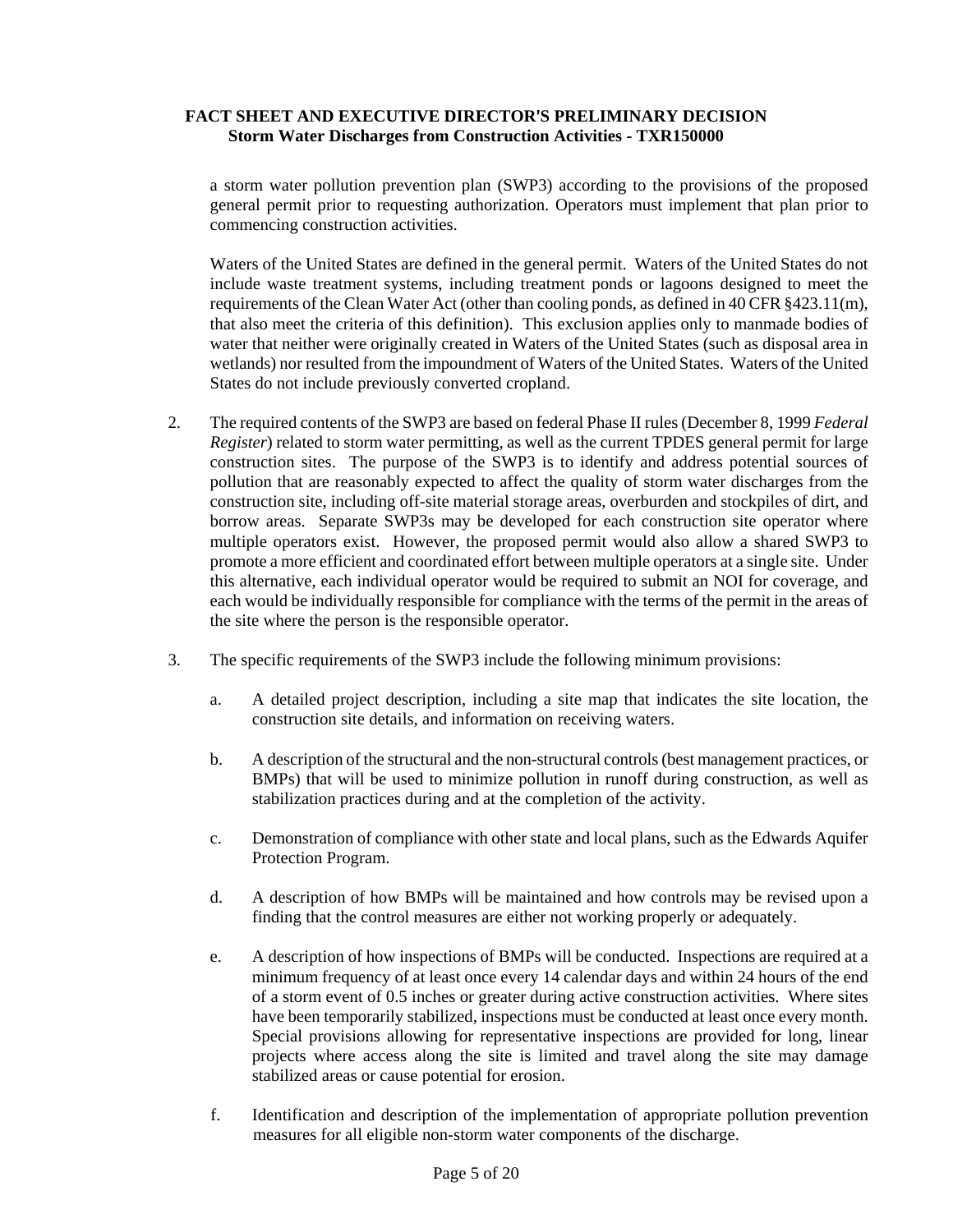a storm water pollution prevention plan (SWP3) according to the provisions of the proposed general permit prior to requesting authorization. Operators must implement that plan prior to commencing construction activities.

Waters of the United States are defined in the general permit. Waters of the United States do not include waste treatment systems, including treatment ponds or lagoons designed to meet the requirements of the Clean Water Act (other than cooling ponds, as defined in 40 CFR §423.11(m), that also meet the criteria of this definition). This exclusion applies only to manmade bodies of water that neither were originally created in Waters of the United States (such as disposal area in wetlands) nor resulted from the impoundment of Waters of the United States. Waters of the United States do not include previously converted cropland.

2. The required contents of the SWP3 are based on federal Phase II rules (December 8, 1999 *Federal Register*) related to storm water permitting, as well as the current TPDES general permit for large construction sites. The purpose of the SWP3 is to identify and address potential sources of pollution that are reasonably expected to affect the quality of storm water discharges from the construction site, including off-site material storage areas, overburden and stockpiles of dirt, and borrow areas. Separate SWP3s may be developed for each construction site operator where multiple operators exist. However, the proposed permit would also allow a shared SWP3 to promote a more efficient and coordinated effort between multiple operators at a single site. Under this alternative, each individual operator would be required to submit an NOI for coverage, and each would be individually responsible for compliance with the terms of the permit in the areas of the site where the person is the responsible operator.

3. The specific requirements of the SWP3 include the following minimum provisions:

   a. A detailed project description, including a site map that indicates the site location, the construction site details, and information on receiving waters.

   b. A description of the structural and the non-structural controls (best management practices, or BMPs) that will be used to minimize pollution in runoff during construction, as well as stabilization practices during and at the completion of the activity.

   c. Demonstration of compliance with other state and local plans, such as the Edwards Aquifer Protection Program.

   d. A description of how BMPs will be maintained and how controls may be revised upon a finding that the control measures are either not working properly or adequately.

   e. A description of how inspections of BMPs will be conducted. Inspections are required at a minimum frequency of at least once every 14 calendar days and within 24 hours of the end of a storm event of 0.5 inches or greater during active construction activities. Where sites have been temporarily stabilized, inspections must be conducted at least once every month. Special provisions allowing for representative inspections are provided for long, linear projects where access along the site is limited and travel along the site may damage stabilized areas or cause potential for erosion.

   f. Identification and description of the implementation of appropriate pollution prevention measures for all eligible non-storm water components of the discharge.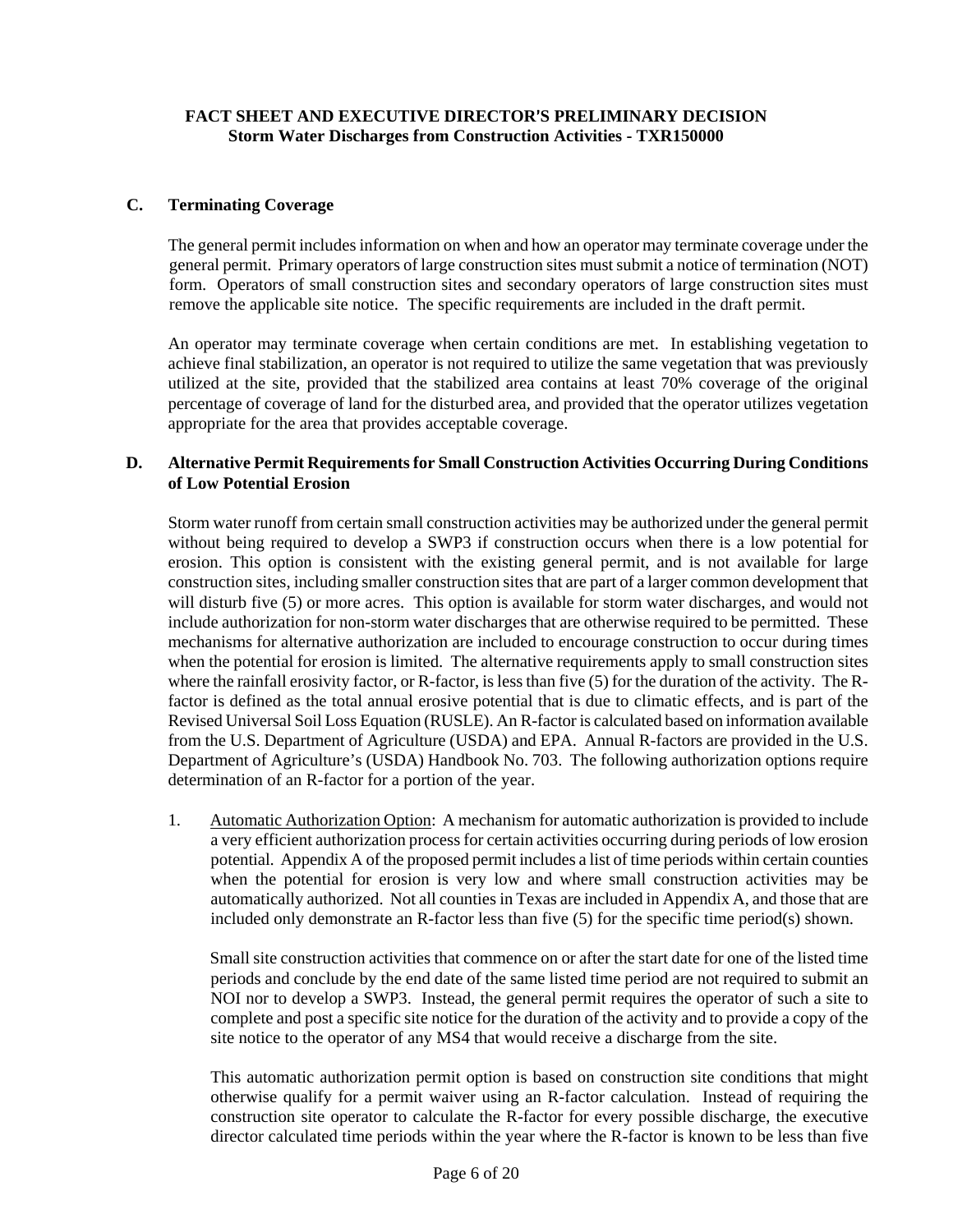### C. Terminating Coverage

The general permit includes information on when and how an operator may terminate coverage under the general permit. Primary operators of large construction sites must submit a notice of termination (NOT) form. Operators of small construction sites and secondary operators of large construction sites must remove the applicable site notice. The specific requirements are included in the draft permit.

An operator may terminate coverage when certain conditions are met. In establishing vegetation to achieve final stabilization, an operator is not required to utilize the same vegetation that was previously utilized at the site, provided that the stabilized area contains at least 70% coverage of the original percentage of coverage of land for the disturbed area, and provided that the operator utilizes vegetation appropriate for the area that provides acceptable coverage.

### D. Alternative Permit Requirements for Small Construction Activities Occurring During Conditions of Low Potential Erosion

Storm water runoff from certain small construction activities may be authorized under the general permit without being required to develop a SWP3 if construction occurs when there is a low potential for erosion. This option is consistent with the existing general permit, and is not available for large construction sites, including smaller construction sites that are part of a larger common development that will disturb five (5) or more acres. This option is available for storm water discharges, and would not include authorization for non-storm water discharges that are otherwise required to be permitted. These mechanisms for alternative authorization are included to encourage construction to occur during times when the potential for erosion is limited. The alternative requirements apply to small construction sites where the rainfall erosivity factor, or R-factor, is less than five (5) for the duration of the activity. The R-factor is defined as the total annual erosive potential that is due to climatic effects, and is part of the Revised Universal Soil Loss Equation (RUSLE). An R-factor is calculated based on information available from the U.S. Department of Agriculture (USDA) and EPA. Annual R-factors are provided in the U.S. Department of Agriculture's (USDA) Handbook No. 703. The following authorization options require determination of an R-factor for a portion of the year.

1. Automatic Authorization Option: A mechanism for automatic authorization is provided to include a very efficient authorization process for certain activities occurring during periods of low erosion potential. Appendix A of the proposed permit includes a list of time periods within certain counties when the potential for erosion is very low and where small construction activities may be automatically authorized. Not all counties in Texas are included in Appendix A, and those that are included only demonstrate an R-factor less than five (5) for the specific time period(s) shown.

   Small site construction activities that commence on or after the start date for one of the listed time periods and conclude by the end date of the same listed time period are not required to submit an NOI nor to develop a SWP3. Instead, the general permit requires the operator of such a site to complete and post a specific site notice for the duration of the activity and to provide a copy of the site notice to the operator of any MS4 that would receive a discharge from the site.

   This automatic authorization permit option is based on construction site conditions that might otherwise qualify for a permit waiver using an R-factor calculation. Instead of requiring the construction site operator to calculate the R-factor for every possible discharge, the executive director calculated time periods within the year where the R-factor is known to be less than five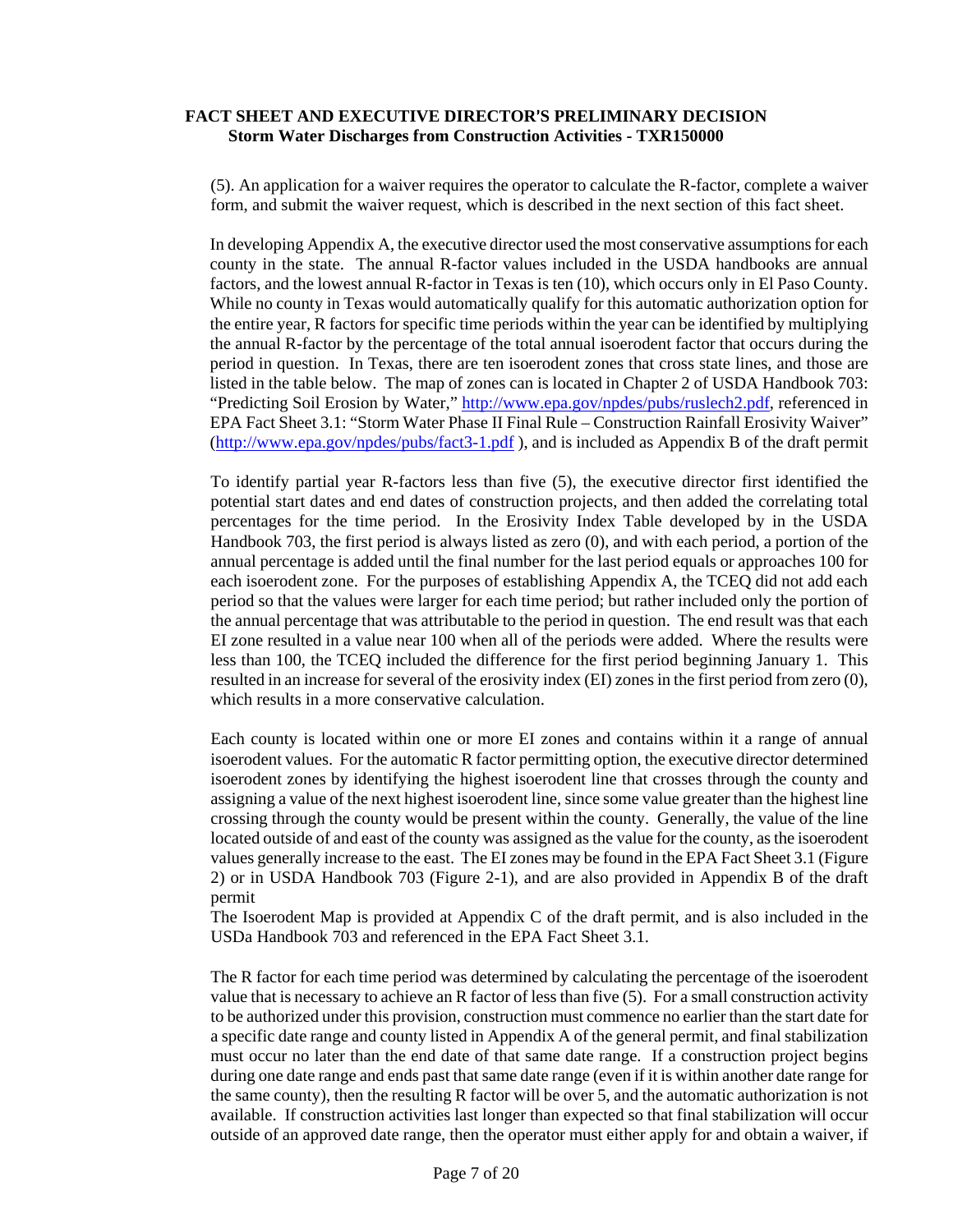(5). An application for a waiver requires the operator to calculate the R-factor, complete a waiver form, and submit the waiver request, which is described in the next section of this fact sheet.

In developing Appendix A, the executive director used the most conservative assumptions for each county in the state. The annual R-factor values included in the USDA handbooks are annual factors, and the lowest annual R-factor in Texas is ten (10), which occurs only in El Paso County. While no county in Texas would automatically qualify for this automatic authorization option for the entire year, R factors for specific time periods within the year can be identified by multiplying the annual R-factor by the percentage of the total annual isoerodent factor that occurs during the period in question. In Texas, there are ten isoerodent zones that cross state lines, and those are listed in the table below. The map of zones can is located in Chapter 2 of USDA Handbook 703: "Predicting Soil Erosion by Water," http://www.epa.gov/npdes/pubs/ruslech2.pdf, referenced in EPA Fact Sheet 3.1: "Storm Water Phase II Final Rule – Construction Rainfall Erosivity Waiver" (http://www.epa.gov/npdes/pubs/fact3-1.pdf ), and is included as Appendix B of the draft permit

To identify partial year R-factors less than five (5), the executive director first identified the potential start dates and end dates of construction projects, and then added the correlating total percentages for the time period. In the Erosivity Index Table developed by in the USDA Handbook 703, the first period is always listed as zero (0), and with each period, a portion of the annual percentage is added until the final number for the last period equals or approaches 100 for each isoerodent zone. For the purposes of establishing Appendix A, the TCEQ did not add each period so that the values were larger for each time period; but rather included only the portion of the annual percentage that was attributable to the period in question. The end result was that each EI zone resulted in a value near 100 when all of the periods were added. Where the results were less than 100, the TCEQ included the difference for the first period beginning January 1. This resulted in an increase for several of the erosivity index (EI) zones in the first period from zero (0), which results in a more conservative calculation.

Each county is located within one or more EI zones and contains within it a range of annual isoerodent values. For the automatic R factor permitting option, the executive director determined isoerodent zones by identifying the highest isoerodent line that crosses through the county and assigning a value of the next highest isoerodent line, since some value greater than the highest line crossing through the county would be present within the county. Generally, the value of the line located outside of and east of the county was assigned as the value for the county, as the isoerodent values generally increase to the east. The EI zones may be found in the EPA Fact Sheet 3.1 (Figure 2) or in USDA Handbook 703 (Figure 2-1), and are also provided in Appendix B of the draft permit

The Isoerodent Map is provided at Appendix C of the draft permit, and is also included in the USDa Handbook 703 and referenced in the EPA Fact Sheet 3.1.

The R factor for each time period was determined by calculating the percentage of the isoerodent value that is necessary to achieve an R factor of less than five (5). For a small construction activity to be authorized under this provision, construction must commence no earlier than the start date for a specific date range and county listed in Appendix A of the general permit, and final stabilization must occur no later than the end date of that same date range. If a construction project begins during one date range and ends past that same date range (even if it is within another date range for the same county), then the resulting R factor will be over 5, and the automatic authorization is not available. If construction activities last longer than expected so that final stabilization will occur outside of an approved date range, then the operator must either apply for and obtain a waiver, if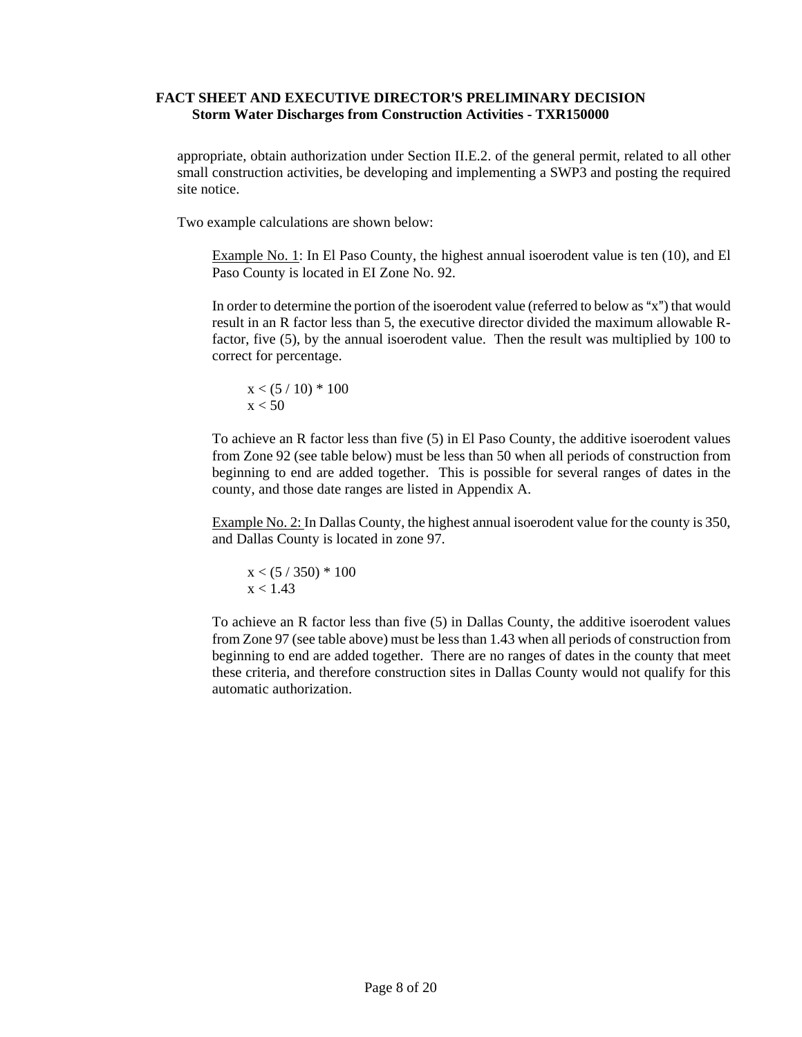appropriate, obtain authorization under Section II.E.2. of the general permit, related to all other small construction activities, be developing and implementing a SWP3 and posting the required site notice.

Two example calculations are shown below:

Example No. 1: In El Paso County, the highest annual isoerodent value is ten (10), and El Paso County is located in EI Zone No. 92.

In order to determine the portion of the isoerodent value (referred to below as "x") that would result in an R factor less than 5, the executive director divided the maximum allowable R-factor, five (5), by the annual isoerodent value. Then the result was multiplied by 100 to correct for percentage.

$$x < (5 / 10) * 100$$
$$x < 50$$

To achieve an R factor less than five (5) in El Paso County, the additive isoerodent values from Zone 92 (see table below) must be less than 50 when all periods of construction from beginning to end are added together. This is possible for several ranges of dates in the county, and those date ranges are listed in Appendix A.

Example No. 2: In Dallas County, the highest annual isoerodent value for the county is 350, and Dallas County is located in zone 97.

$$x < (5 / 350) * 100$$
$$x < 1.43$$

To achieve an R factor less than five (5) in Dallas County, the additive isoerodent values from Zone 97 (see table above) must be less than 1.43 when all periods of construction from beginning to end are added together. There are no ranges of dates in the county that meet these criteria, and therefore construction sites in Dallas County would not qualify for this automatic authorization.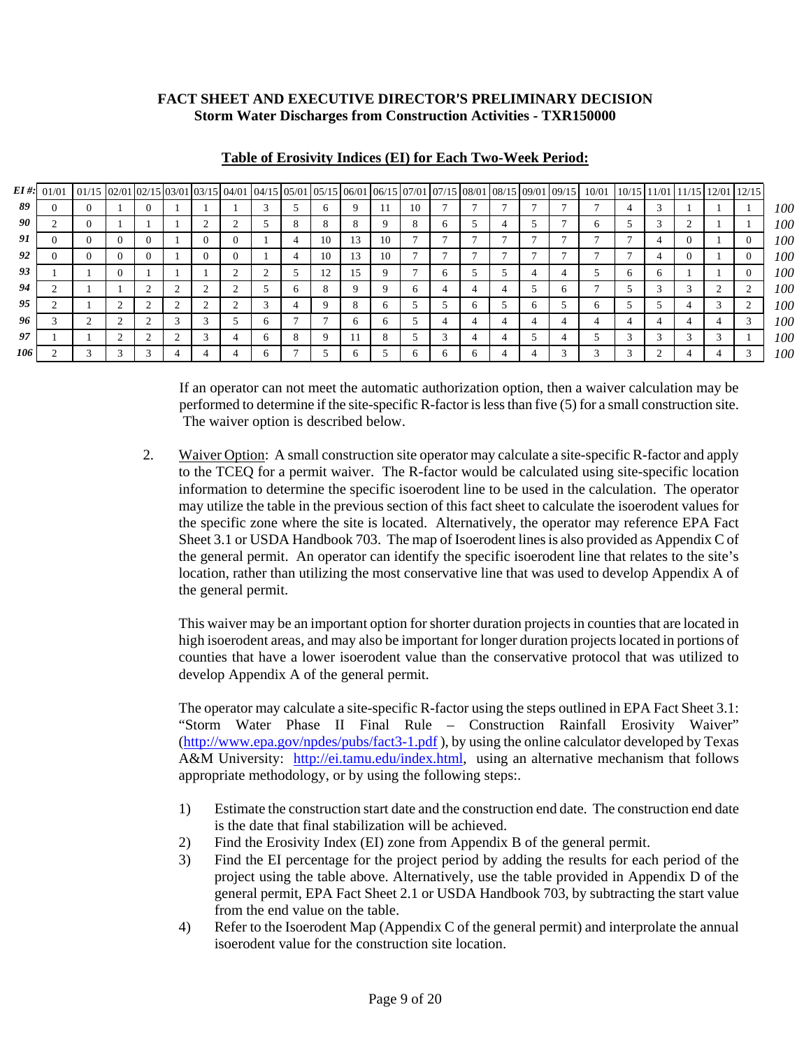**FACT SHEET AND EXECUTIVE DIRECTOR'S PRELIMINARY DECISION**
**Storm Water Discharges from Construction Activities - TXR150000**

**Table of Erosivity Indices (EI) for Each Two-Week Period:**

| EI #: | 01/01 | 01/15 | 02/01 | 02/15 | 03/01 | 03/15 | 04/01 | 04/15 | 05/01 | 05/15 | 06/01 | 06/15 | 07/01 | 07/15 | 08/01 | 08/15 | 09/01 | 09/15 | 10/01 | 10/15 | 11/01 | 11/15 | 12/01 | 12/15 | |
|---|---|---|---|---|---|---|---|---|---|---|---|---|---|---|---|---|---|---|---|---|---|---|---|---|---|
| 89 | 0 | 0 | 1 | 0 | 1 | 1 | 1 | 3 | 5 | 6 | 9 | 11 | 10 | 7 | 7 | 7 | 7 | 7 | 7 | 4 | 3 | 1 | 1 | 1 | 100 |
| 90 | 2 | 0 | 1 | 1 | 1 | 2 | 2 | 5 | 8 | 8 | 8 | 9 | 8 | 6 | 5 | 4 | 5 | 7 | 6 | 5 | 3 | 2 | 1 | 1 | 100 |
| 91 | 0 | 0 | 0 | 0 | 1 | 0 | 0 | 1 | 4 | 10 | 13 | 10 | 7 | 7 | 7 | 7 | 7 | 7 | 7 | 7 | 4 | 0 | 1 | 0 | 100 |
| 92 | 0 | 0 | 0 | 0 | 1 | 0 | 0 | 1 | 4 | 10 | 13 | 10 | 7 | 7 | 7 | 7 | 7 | 7 | 7 | 7 | 4 | 0 | 1 | 0 | 100 |
| 93 | 1 | 1 | 0 | 1 | 1 | 1 | 2 | 2 | 5 | 12 | 15 | 9 | 7 | 6 | 5 | 5 | 4 | 4 | 5 | 6 | 6 | 1 | 1 | 0 | 100 |
| 94 | 2 | 1 | 1 | 2 | 2 | 2 | 2 | 5 | 6 | 8 | 9 | 9 | 6 | 4 | 4 | 4 | 5 | 6 | 7 | 5 | 3 | 3 | 2 | 2 | 100 |
| 95 | 2 | 1 | 2 | 2 | 2 | 2 | 2 | 3 | 4 | 9 | 8 | 6 | 5 | 5 | 6 | 5 | 6 | 5 | 6 | 5 | 5 | 4 | 3 | 2 | 100 |
| 96 | 3 | 2 | 2 | 2 | 3 | 3 | 5 | 6 | 7 | 7 | 6 | 6 | 5 | 4 | 4 | 4 | 4 | 4 | 4 | 4 | 4 | 4 | 4 | 3 | 100 |
| 97 | 1 | 1 | 2 | 2 | 2 | 3 | 4 | 6 | 8 | 9 | 11 | 8 | 5 | 3 | 4 | 4 | 5 | 4 | 5 | 3 | 3 | 3 | 3 | 1 | 100 |
| 106 | 2 | 3 | 3 | 3 | 4 | 4 | 4 | 6 | 7 | 5 | 6 | 5 | 6 | 6 | 6 | 4 | 4 | 3 | 3 | 3 | 2 | 4 | 4 | 3 | 100 |

If an operator can not meet the automatic authorization option, then a waiver calculation may be performed to determine if the site-specific R-factor is less than five (5) for a small construction site. The waiver option is described below.

2. Waiver Option: A small construction site operator may calculate a site-specific R-factor and apply to the TCEQ for a permit waiver. The R-factor would be calculated using site-specific location information to determine the specific isoerodent line to be used in the calculation. The operator may utilize the table in the previous section of this fact sheet to calculate the isoerodent values for the specific zone where the site is located. Alternatively, the operator may reference EPA Fact Sheet 3.1 or USDA Handbook 703. The map of Isoerodent lines is also provided as Appendix C of the general permit. An operator can identify the specific isoerodent line that relates to the site's location, rather than utilizing the most conservative line that was used to develop Appendix A of the general permit.

   This waiver may be an important option for shorter duration projects in counties that are located in high isoerodent areas, and may also be important for longer duration projects located in portions of counties that have a lower isoerodent value than the conservative protocol that was utilized to develop Appendix A of the general permit.

   The operator may calculate a site-specific R-factor using the steps outlined in EPA Fact Sheet 3.1: "Storm Water Phase II Final Rule – Construction Rainfall Erosivity Waiver" (http://www.epa.gov/npdes/pubs/fact3-1.pdf ), by using the online calculator developed by Texas A&M University: http://ei.tamu.edu/index.html, using an alternative mechanism that follows appropriate methodology, or by using the following steps:.

   1) Estimate the construction start date and the construction end date. The construction end date is the date that final stabilization will be achieved.
   2) Find the Erosivity Index (EI) zone from Appendix B of the general permit.
   3) Find the EI percentage for the project period by adding the results for each period of the project using the table above. Alternatively, use the table provided in Appendix D of the general permit, EPA Fact Sheet 2.1 or USDA Handbook 703, by subtracting the start value from the end value on the table.
   4) Refer to the Isoerodent Map (Appendix C of the general permit) and interprolate the annual isoerodent value for the construction site location.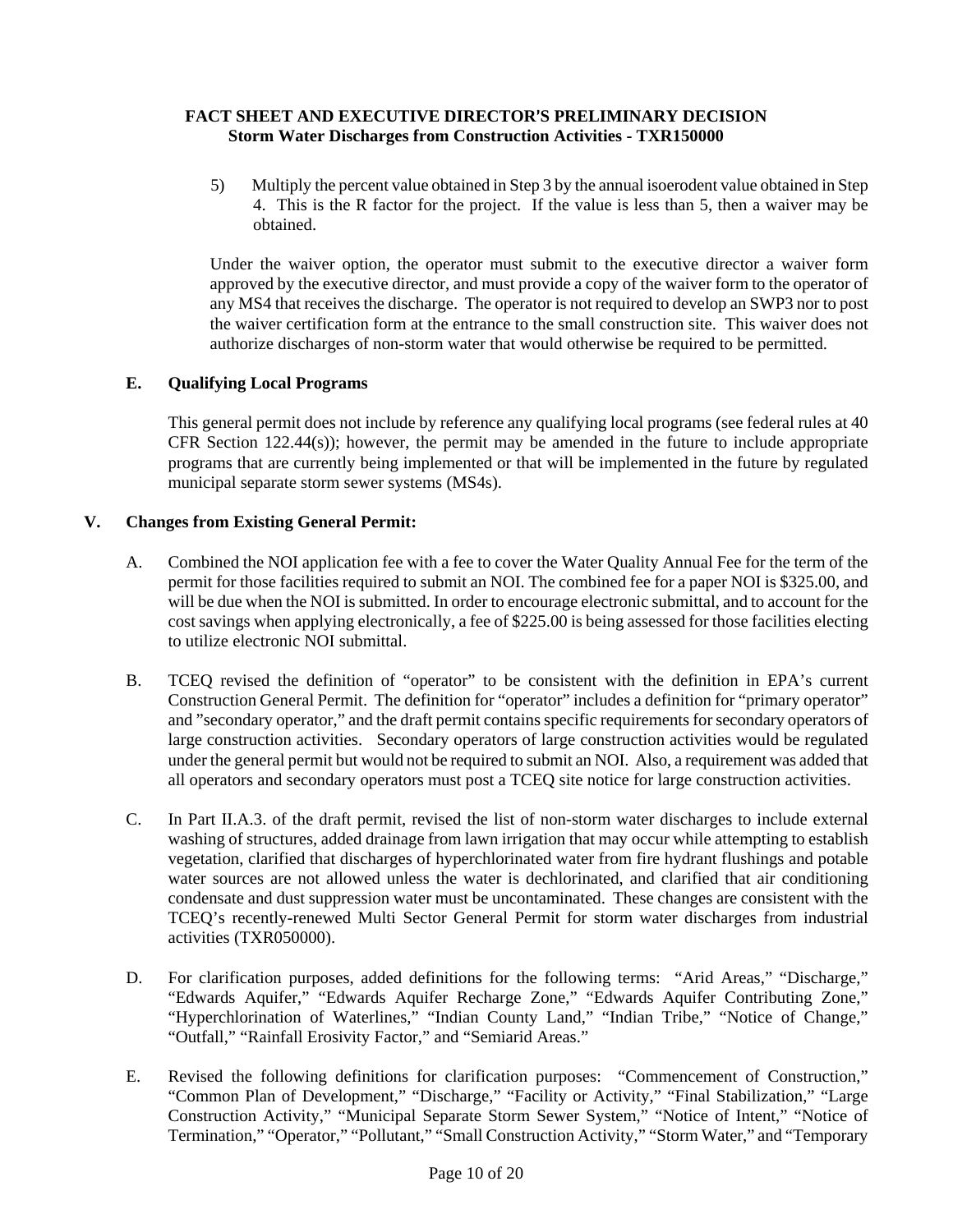5) Multiply the percent value obtained in Step 3 by the annual isoerodent value obtained in Step 4. This is the R factor for the project. If the value is less than 5, then a waiver may be obtained.

Under the waiver option, the operator must submit to the executive director a waiver form approved by the executive director, and must provide a copy of the waiver form to the operator of any MS4 that receives the discharge. The operator is not required to develop an SWP3 nor to post the waiver certification form at the entrance to the small construction site. This waiver does not authorize discharges of non-storm water that would otherwise be required to be permitted.

### E. Qualifying Local Programs

This general permit does not include by reference any qualifying local programs (see federal rules at 40 CFR Section 122.44(s)); however, the permit may be amended in the future to include appropriate programs that are currently being implemented or that will be implemented in the future by regulated municipal separate storm sewer systems (MS4s).

## V. Changes from Existing General Permit:

A. Combined the NOI application fee with a fee to cover the Water Quality Annual Fee for the term of the permit for those facilities required to submit an NOI. The combined fee for a paper NOI is $325.00, and will be due when the NOI is submitted. In order to encourage electronic submittal, and to account for the cost savings when applying electronically, a fee of $225.00 is being assessed for those facilities electing to utilize electronic NOI submittal.

B. TCEQ revised the definition of "operator" to be consistent with the definition in EPA's current Construction General Permit. The definition for "operator" includes a definition for "primary operator" and "secondary operator," and the draft permit contains specific requirements for secondary operators of large construction activities. Secondary operators of large construction activities would be regulated under the general permit but would not be required to submit an NOI. Also, a requirement was added that all operators and secondary operators must post a TCEQ site notice for large construction activities.

C. In Part II.A.3. of the draft permit, revised the list of non-storm water discharges to include external washing of structures, added drainage from lawn irrigation that may occur while attempting to establish vegetation, clarified that discharges of hyperchlorinated water from fire hydrant flushings and potable water sources are not allowed unless the water is dechlorinated, and clarified that air conditioning condensate and dust suppression water must be uncontaminated. These changes are consistent with the TCEQ's recently-renewed Multi Sector General Permit for storm water discharges from industrial activities (TXR050000).

D. For clarification purposes, added definitions for the following terms: "Arid Areas," "Discharge," "Edwards Aquifer," "Edwards Aquifer Recharge Zone," "Edwards Aquifer Contributing Zone," "Hyperchlorination of Waterlines," "Indian County Land," "Indian Tribe," "Notice of Change," "Outfall," "Rainfall Erosivity Factor," and "Semiarid Areas."

E. Revised the following definitions for clarification purposes: "Commencement of Construction," "Common Plan of Development," "Discharge," "Facility or Activity," "Final Stabilization," "Large Construction Activity," "Municipal Separate Storm Sewer System," "Notice of Intent," "Notice of Termination," "Operator," "Pollutant," "Small Construction Activity," "Storm Water," and "Temporary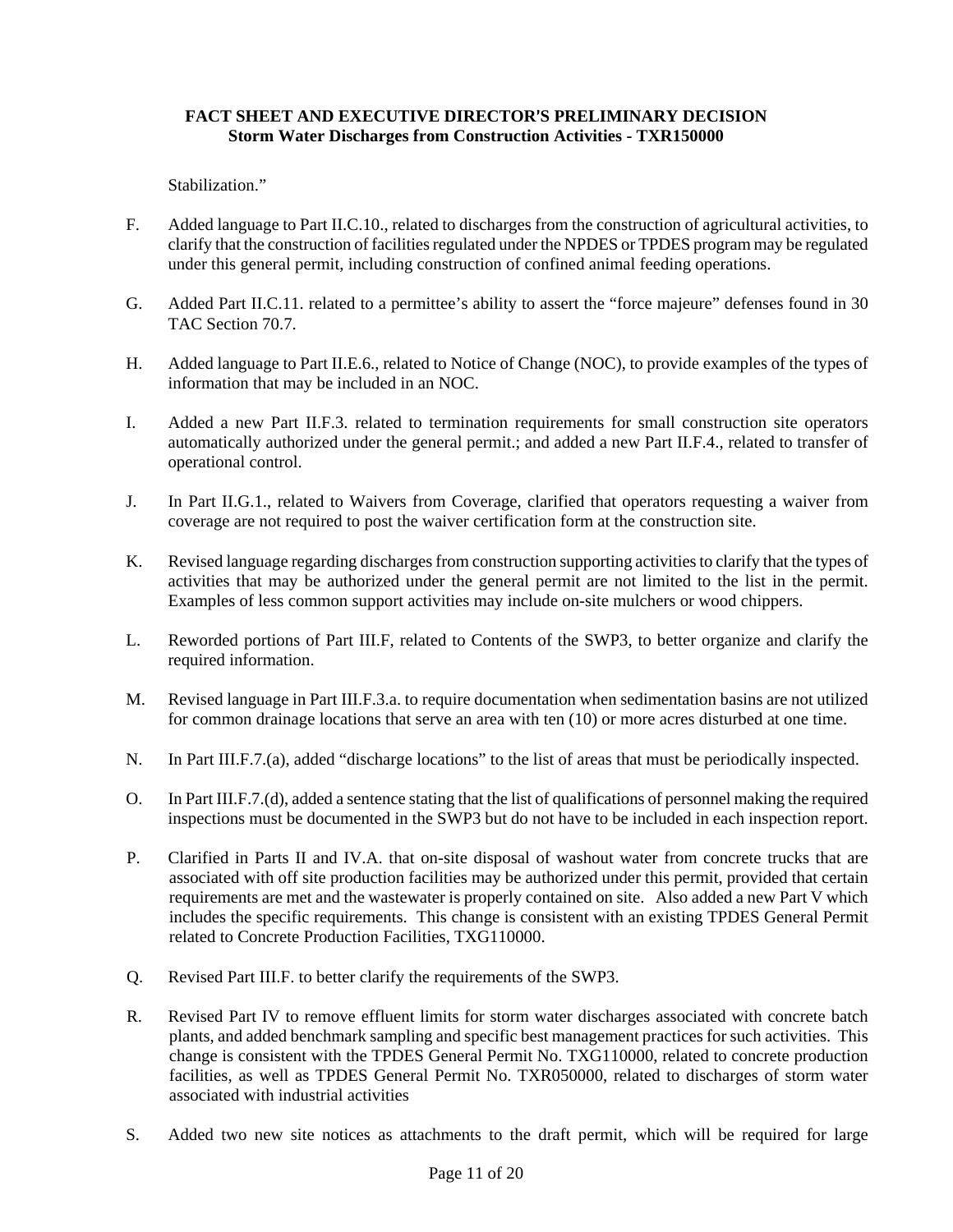Stabilization."

F. Added language to Part II.C.10., related to discharges from the construction of agricultural activities, to clarify that the construction of facilities regulated under the NPDES or TPDES program may be regulated under this general permit, including construction of confined animal feeding operations.

G. Added Part II.C.11. related to a permittee's ability to assert the "force majeure" defenses found in 30 TAC Section 70.7.

H. Added language to Part II.E.6., related to Notice of Change (NOC), to provide examples of the types of information that may be included in an NOC.

I. Added a new Part II.F.3. related to termination requirements for small construction site operators automatically authorized under the general permit.; and added a new Part II.F.4., related to transfer of operational control.

J. In Part II.G.1., related to Waivers from Coverage, clarified that operators requesting a waiver from coverage are not required to post the waiver certification form at the construction site.

K. Revised language regarding discharges from construction supporting activities to clarify that the types of activities that may be authorized under the general permit are not limited to the list in the permit. Examples of less common support activities may include on-site mulchers or wood chippers.

L. Reworded portions of Part III.F, related to Contents of the SWP3, to better organize and clarify the required information.

M. Revised language in Part III.F.3.a. to require documentation when sedimentation basins are not utilized for common drainage locations that serve an area with ten (10) or more acres disturbed at one time.

N. In Part III.F.7.(a), added "discharge locations" to the list of areas that must be periodically inspected.

O. In Part III.F.7.(d), added a sentence stating that the list of qualifications of personnel making the required inspections must be documented in the SWP3 but do not have to be included in each inspection report.

P. Clarified in Parts II and IV.A. that on-site disposal of washout water from concrete trucks that are associated with off site production facilities may be authorized under this permit, provided that certain requirements are met and the wastewater is properly contained on site. Also added a new Part V which includes the specific requirements. This change is consistent with an existing TPDES General Permit related to Concrete Production Facilities, TXG110000.

Q. Revised Part III.F. to better clarify the requirements of the SWP3.

R. Revised Part IV to remove effluent limits for storm water discharges associated with concrete batch plants, and added benchmark sampling and specific best management practices for such activities. This change is consistent with the TPDES General Permit No. TXG110000, related to concrete production facilities, as well as TPDES General Permit No. TXR050000, related to discharges of storm water associated with industrial activities

S. Added two new site notices as attachments to the draft permit, which will be required for large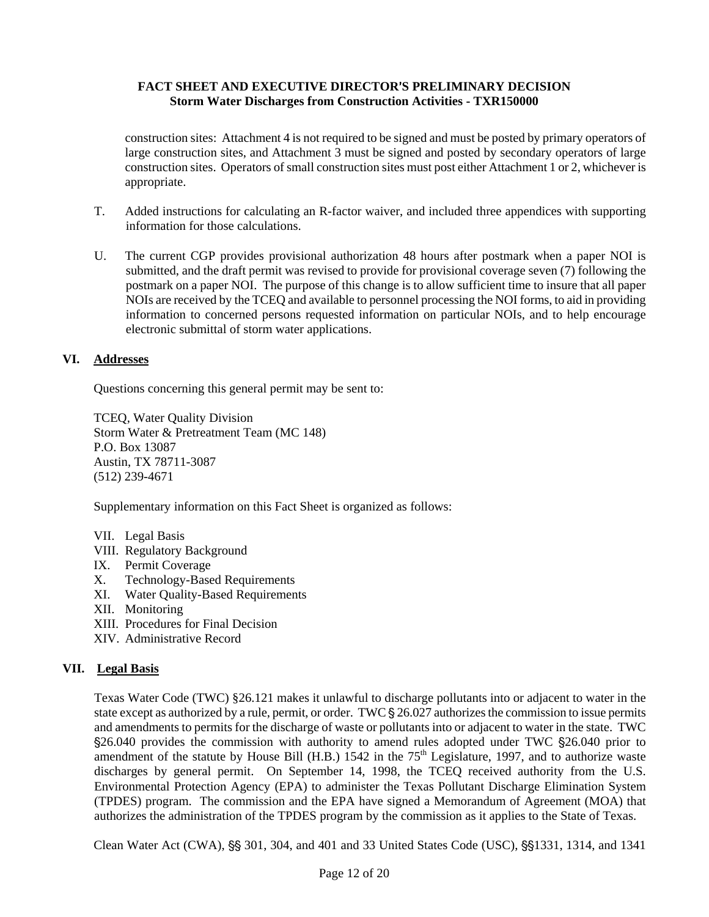construction sites: Attachment 4 is not required to be signed and must be posted by primary operators of large construction sites, and Attachment 3 must be signed and posted by secondary operators of large construction sites. Operators of small construction sites must post either Attachment 1 or 2, whichever is appropriate.

T. Added instructions for calculating an R-factor waiver, and included three appendices with supporting information for those calculations.

U. The current CGP provides provisional authorization 48 hours after postmark when a paper NOI is submitted, and the draft permit was revised to provide for provisional coverage seven (7) following the postmark on a paper NOI. The purpose of this change is to allow sufficient time to insure that all paper NOIs are received by the TCEQ and available to personnel processing the NOI forms, to aid in providing information to concerned persons requested information on particular NOIs, and to help encourage electronic submittal of storm water applications.

## VI. Addresses

Questions concerning this general permit may be sent to:

TCEQ, Water Quality Division
Storm Water & Pretreatment Team (MC 148)
P.O. Box 13087
Austin, TX 78711-3087
(512) 239-4671

Supplementary information on this Fact Sheet is organized as follows:

VII. Legal Basis
VIII. Regulatory Background
IX. Permit Coverage
X. Technology-Based Requirements
XI. Water Quality-Based Requirements
XII. Monitoring
XIII. Procedures for Final Decision
XIV. Administrative Record

## VII. Legal Basis

Texas Water Code (TWC) §26.121 makes it unlawful to discharge pollutants into or adjacent to water in the state except as authorized by a rule, permit, or order. TWC § 26.027 authorizes the commission to issue permits and amendments to permits for the discharge of waste or pollutants into or adjacent to water in the state. TWC §26.040 provides the commission with authority to amend rules adopted under TWC §26.040 prior to amendment of the statute by House Bill (H.B.) 1542 in the 75th Legislature, 1997, and to authorize waste discharges by general permit. On September 14, 1998, the TCEQ received authority from the U.S. Environmental Protection Agency (EPA) to administer the Texas Pollutant Discharge Elimination System (TPDES) program. The commission and the EPA have signed a Memorandum of Agreement (MOA) that authorizes the administration of the TPDES program by the commission as it applies to the State of Texas.

Clean Water Act (CWA), §§ 301, 304, and 401 and 33 United States Code (USC), §§1331, 1314, and 1341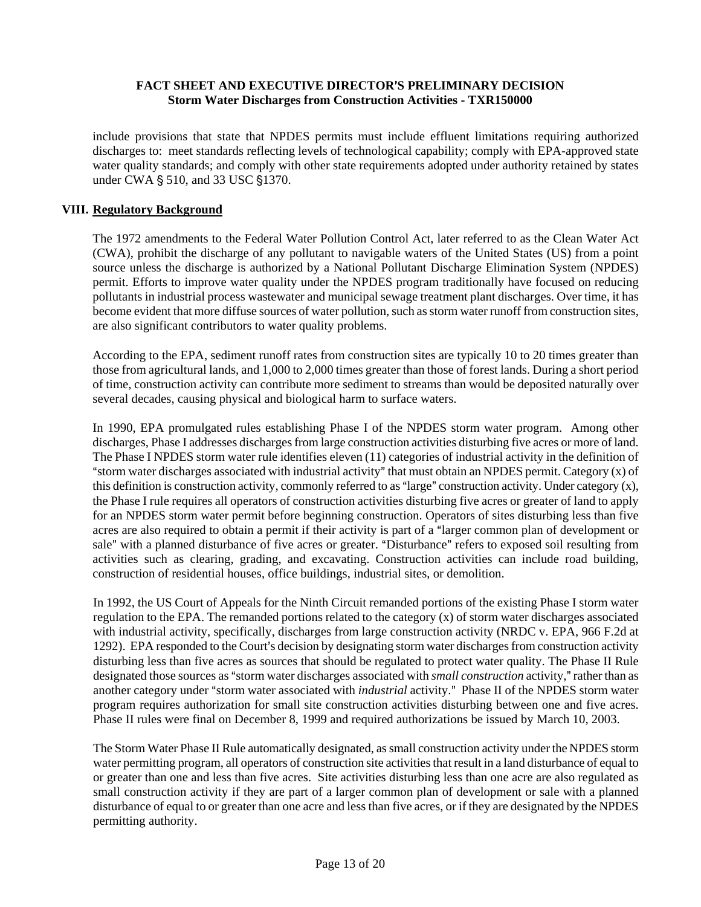include provisions that state that NPDES permits must include effluent limitations requiring authorized discharges to: meet standards reflecting levels of technological capability; comply with EPA-approved state water quality standards; and comply with other state requirements adopted under authority retained by states under CWA § 510, and 33 USC §1370.

## VIII. Regulatory Background

The 1972 amendments to the Federal Water Pollution Control Act, later referred to as the Clean Water Act (CWA), prohibit the discharge of any pollutant to navigable waters of the United States (US) from a point source unless the discharge is authorized by a National Pollutant Discharge Elimination System (NPDES) permit. Efforts to improve water quality under the NPDES program traditionally have focused on reducing pollutants in industrial process wastewater and municipal sewage treatment plant discharges. Over time, it has become evident that more diffuse sources of water pollution, such as storm water runoff from construction sites, are also significant contributors to water quality problems.

According to the EPA, sediment runoff rates from construction sites are typically 10 to 20 times greater than those from agricultural lands, and 1,000 to 2,000 times greater than those of forest lands. During a short period of time, construction activity can contribute more sediment to streams than would be deposited naturally over several decades, causing physical and biological harm to surface waters.

In 1990, EPA promulgated rules establishing Phase I of the NPDES storm water program. Among other discharges, Phase I addresses discharges from large construction activities disturbing five acres or more of land. The Phase I NPDES storm water rule identifies eleven (11) categories of industrial activity in the definition of "storm water discharges associated with industrial activity" that must obtain an NPDES permit. Category (x) of this definition is construction activity, commonly referred to as "large" construction activity. Under category (x), the Phase I rule requires all operators of construction activities disturbing five acres or greater of land to apply for an NPDES storm water permit before beginning construction. Operators of sites disturbing less than five acres are also required to obtain a permit if their activity is part of a "larger common plan of development or sale" with a planned disturbance of five acres or greater. "Disturbance" refers to exposed soil resulting from activities such as clearing, grading, and excavating. Construction activities can include road building, construction of residential houses, office buildings, industrial sites, or demolition.

In 1992, the US Court of Appeals for the Ninth Circuit remanded portions of the existing Phase I storm water regulation to the EPA. The remanded portions related to the category (x) of storm water discharges associated with industrial activity, specifically, discharges from large construction activity (NRDC v. EPA, 966 F.2d at 1292). EPA responded to the Court's decision by designating storm water discharges from construction activity disturbing less than five acres as sources that should be regulated to protect water quality. The Phase II Rule designated those sources as "storm water discharges associated with *small construction* activity," rather than as another category under "storm water associated with *industrial* activity." Phase II of the NPDES storm water program requires authorization for small site construction activities disturbing between one and five acres. Phase II rules were final on December 8, 1999 and required authorizations be issued by March 10, 2003.

The Storm Water Phase II Rule automatically designated, as small construction activity under the NPDES storm water permitting program, all operators of construction site activities that result in a land disturbance of equal to or greater than one and less than five acres. Site activities disturbing less than one acre are also regulated as small construction activity if they are part of a larger common plan of development or sale with a planned disturbance of equal to or greater than one acre and less than five acres, or if they are designated by the NPDES permitting authority.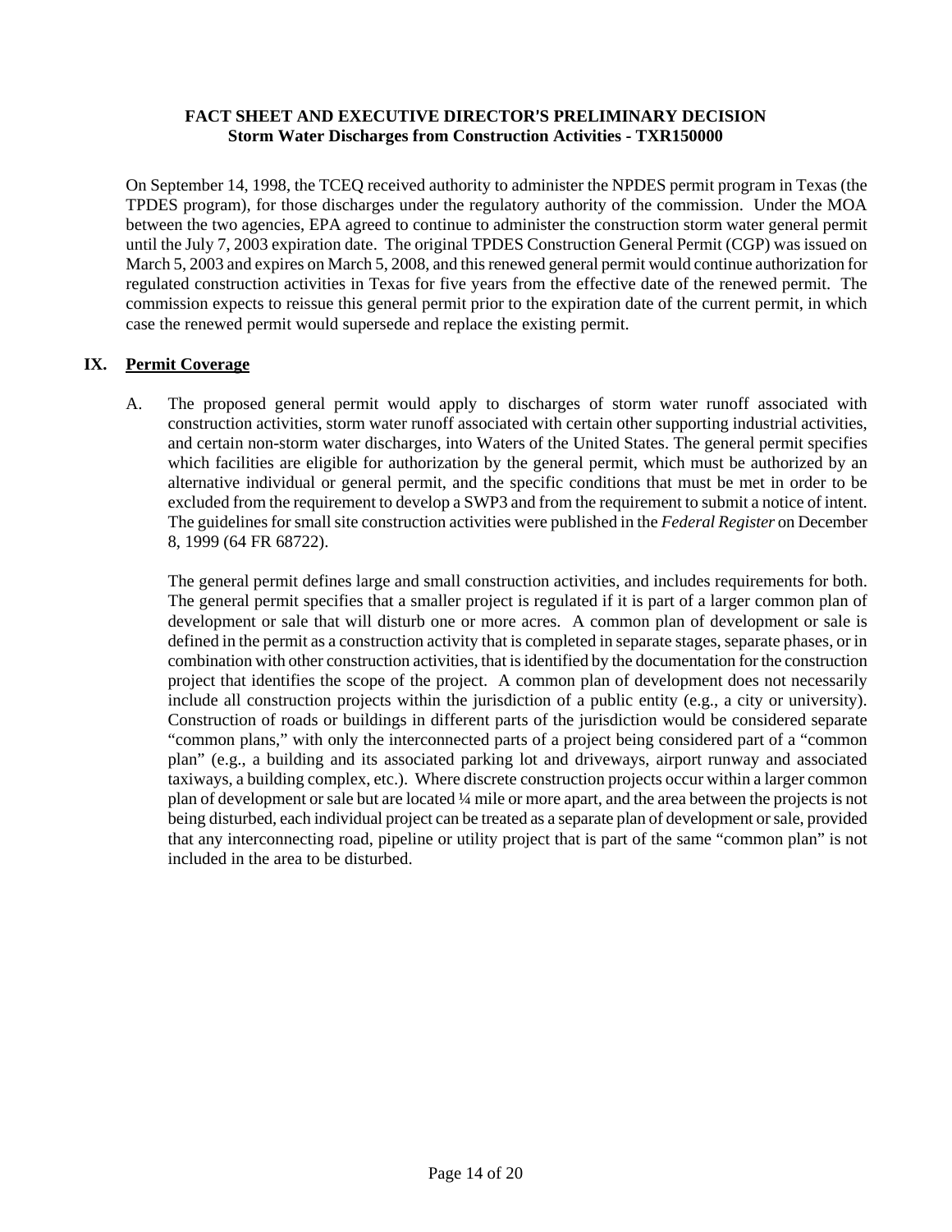**FACT SHEET AND EXECUTIVE DIRECTOR'S PRELIMINARY DECISION**
**Storm Water Discharges from Construction Activities - TXR150000**

On September 14, 1998, the TCEQ received authority to administer the NPDES permit program in Texas (the TPDES program), for those discharges under the regulatory authority of the commission. Under the MOA between the two agencies, EPA agreed to continue to administer the construction storm water general permit until the July 7, 2003 expiration date. The original TPDES Construction General Permit (CGP) was issued on March 5, 2003 and expires on March 5, 2008, and this renewed general permit would continue authorization for regulated construction activities in Texas for five years from the effective date of the renewed permit. The commission expects to reissue this general permit prior to the expiration date of the current permit, in which case the renewed permit would supersede and replace the existing permit.

## IX. Permit Coverage

A. The proposed general permit would apply to discharges of storm water runoff associated with construction activities, storm water runoff associated with certain other supporting industrial activities, and certain non-storm water discharges, into Waters of the United States. The general permit specifies which facilities are eligible for authorization by the general permit, which must be authorized by an alternative individual or general permit, and the specific conditions that must be met in order to be excluded from the requirement to develop a SWP3 and from the requirement to submit a notice of intent. The guidelines for small site construction activities were published in the *Federal Register* on December 8, 1999 (64 FR 68722).

The general permit defines large and small construction activities, and includes requirements for both. The general permit specifies that a smaller project is regulated if it is part of a larger common plan of development or sale that will disturb one or more acres. A common plan of development or sale is defined in the permit as a construction activity that is completed in separate stages, separate phases, or in combination with other construction activities, that is identified by the documentation for the construction project that identifies the scope of the project. A common plan of development does not necessarily include all construction projects within the jurisdiction of a public entity (e.g., a city or university). Construction of roads or buildings in different parts of the jurisdiction would be considered separate "common plans," with only the interconnected parts of a project being considered part of a "common plan" (e.g., a building and its associated parking lot and driveways, airport runway and associated taxiways, a building complex, etc.). Where discrete construction projects occur within a larger common plan of development or sale but are located ¼ mile or more apart, and the area between the projects is not being disturbed, each individual project can be treated as a separate plan of development or sale, provided that any interconnecting road, pipeline or utility project that is part of the same "common plan" is not included in the area to be disturbed.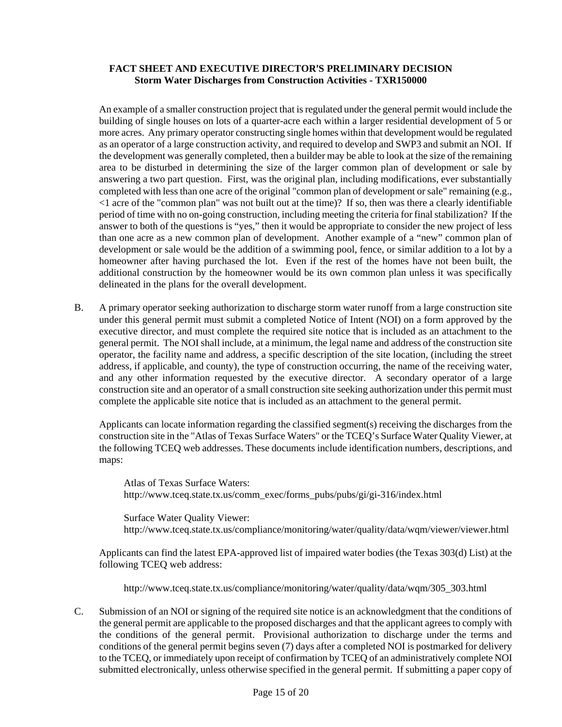An example of a smaller construction project that is regulated under the general permit would include the building of single houses on lots of a quarter-acre each within a larger residential development of 5 or more acres. Any primary operator constructing single homes within that development would be regulated as an operator of a large construction activity, and required to develop and SWP3 and submit an NOI. If the development was generally completed, then a builder may be able to look at the size of the remaining area to be disturbed in determining the size of the larger common plan of development or sale by answering a two part question. First, was the original plan, including modifications, ever substantially completed with less than one acre of the original "common plan of development or sale" remaining (e.g., <1 acre of the "common plan" was not built out at the time)? If so, then was there a clearly identifiable period of time with no on-going construction, including meeting the criteria for final stabilization? If the answer to both of the questions is "yes," then it would be appropriate to consider the new project of less than one acre as a new common plan of development. Another example of a "new" common plan of development or sale would be the addition of a swimming pool, fence, or similar addition to a lot by a homeowner after having purchased the lot. Even if the rest of the homes have not been built, the additional construction by the homeowner would be its own common plan unless it was specifically delineated in the plans for the overall development.

B. A primary operator seeking authorization to discharge storm water runoff from a large construction site under this general permit must submit a completed Notice of Intent (NOI) on a form approved by the executive director, and must complete the required site notice that is included as an attachment to the general permit. The NOI shall include, at a minimum, the legal name and address of the construction site operator, the facility name and address, a specific description of the site location, (including the street address, if applicable, and county), the type of construction occurring, the name of the receiving water, and any other information requested by the executive director. A secondary operator of a large construction site and an operator of a small construction site seeking authorization under this permit must complete the applicable site notice that is included as an attachment to the general permit.

Applicants can locate information regarding the classified segment(s) receiving the discharges from the construction site in the "Atlas of Texas Surface Waters" or the TCEQ's Surface Water Quality Viewer, at the following TCEQ web addresses. These documents include identification numbers, descriptions, and maps:

Atlas of Texas Surface Waters:
http://www.tceq.state.tx.us/comm_exec/forms_pubs/pubs/gi/gi-316/index.html

Surface Water Quality Viewer:
http://www.tceq.state.tx.us/compliance/monitoring/water/quality/data/wqm/viewer/viewer.html

Applicants can find the latest EPA-approved list of impaired water bodies (the Texas 303(d) List) at the following TCEQ web address:

http://www.tceq.state.tx.us/compliance/monitoring/water/quality/data/wqm/305_303.html

C. Submission of an NOI or signing of the required site notice is an acknowledgment that the conditions of the general permit are applicable to the proposed discharges and that the applicant agrees to comply with the conditions of the general permit. Provisional authorization to discharge under the terms and conditions of the general permit begins seven (7) days after a completed NOI is postmarked for delivery to the TCEQ, or immediately upon receipt of confirmation by TCEQ of an administratively complete NOI submitted electronically, unless otherwise specified in the general permit. If submitting a paper copy of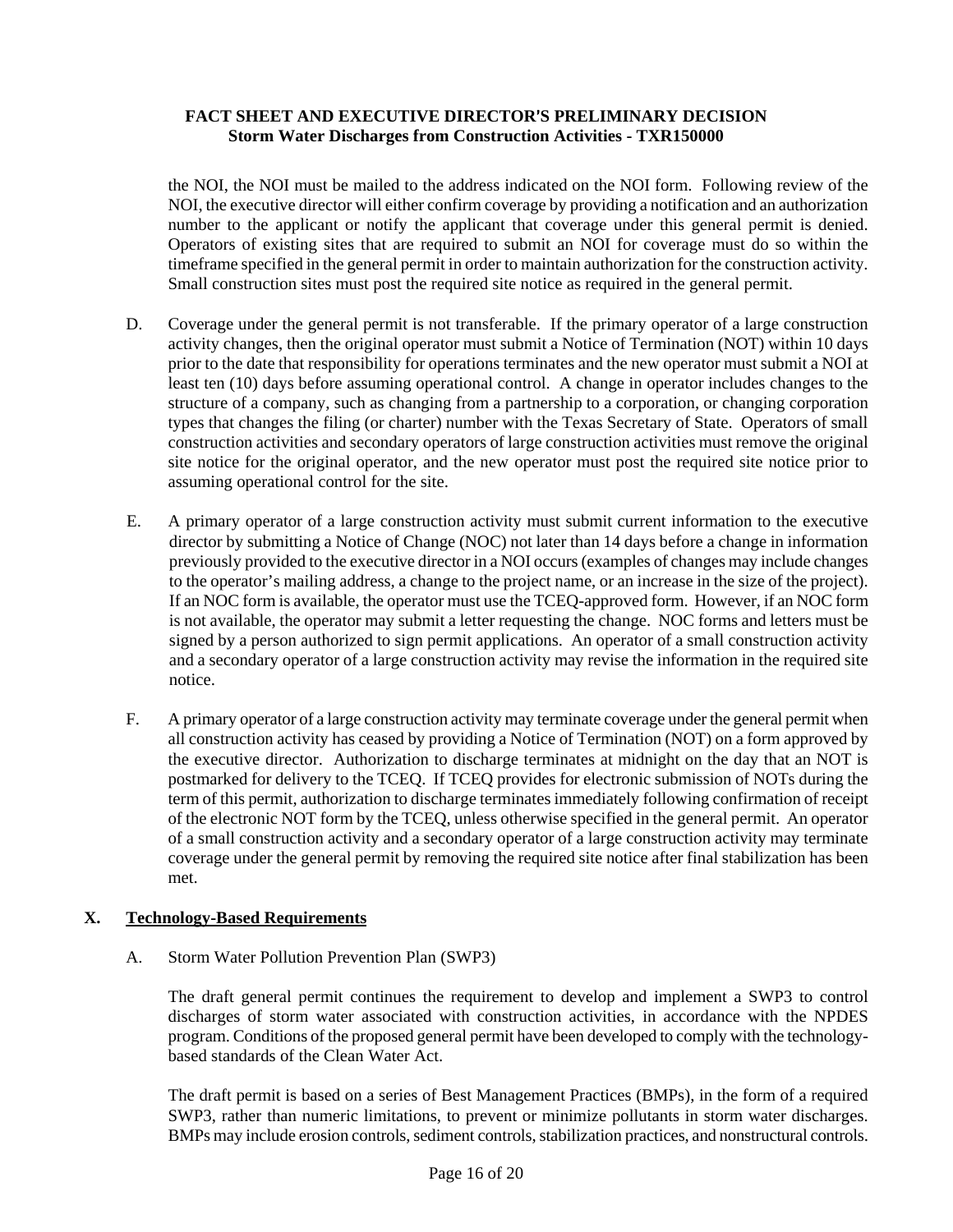the NOI, the NOI must be mailed to the address indicated on the NOI form. Following review of the NOI, the executive director will either confirm coverage by providing a notification and an authorization number to the applicant or notify the applicant that coverage under this general permit is denied. Operators of existing sites that are required to submit an NOI for coverage must do so within the timeframe specified in the general permit in order to maintain authorization for the construction activity. Small construction sites must post the required site notice as required in the general permit.

D. Coverage under the general permit is not transferable. If the primary operator of a large construction activity changes, then the original operator must submit a Notice of Termination (NOT) within 10 days prior to the date that responsibility for operations terminates and the new operator must submit a NOI at least ten (10) days before assuming operational control. A change in operator includes changes to the structure of a company, such as changing from a partnership to a corporation, or changing corporation types that changes the filing (or charter) number with the Texas Secretary of State. Operators of small construction activities and secondary operators of large construction activities must remove the original site notice for the original operator, and the new operator must post the required site notice prior to assuming operational control for the site.

E. A primary operator of a large construction activity must submit current information to the executive director by submitting a Notice of Change (NOC) not later than 14 days before a change in information previously provided to the executive director in a NOI occurs (examples of changes may include changes to the operator's mailing address, a change to the project name, or an increase in the size of the project). If an NOC form is available, the operator must use the TCEQ-approved form. However, if an NOC form is not available, the operator may submit a letter requesting the change. NOC forms and letters must be signed by a person authorized to sign permit applications. An operator of a small construction activity and a secondary operator of a large construction activity may revise the information in the required site notice.

F. A primary operator of a large construction activity may terminate coverage under the general permit when all construction activity has ceased by providing a Notice of Termination (NOT) on a form approved by the executive director. Authorization to discharge terminates at midnight on the day that an NOT is postmarked for delivery to the TCEQ. If TCEQ provides for electronic submission of NOTs during the term of this permit, authorization to discharge terminates immediately following confirmation of receipt of the electronic NOT form by the TCEQ, unless otherwise specified in the general permit. An operator of a small construction activity and a secondary operator of a large construction activity may terminate coverage under the general permit by removing the required site notice after final stabilization has been met.

## X. Technology-Based Requirements

A. Storm Water Pollution Prevention Plan (SWP3)

The draft general permit continues the requirement to develop and implement a SWP3 to control discharges of storm water associated with construction activities, in accordance with the NPDES program. Conditions of the proposed general permit have been developed to comply with the technology-based standards of the Clean Water Act.

The draft permit is based on a series of Best Management Practices (BMPs), in the form of a required SWP3, rather than numeric limitations, to prevent or minimize pollutants in storm water discharges. BMPs may include erosion controls, sediment controls, stabilization practices, and nonstructural controls.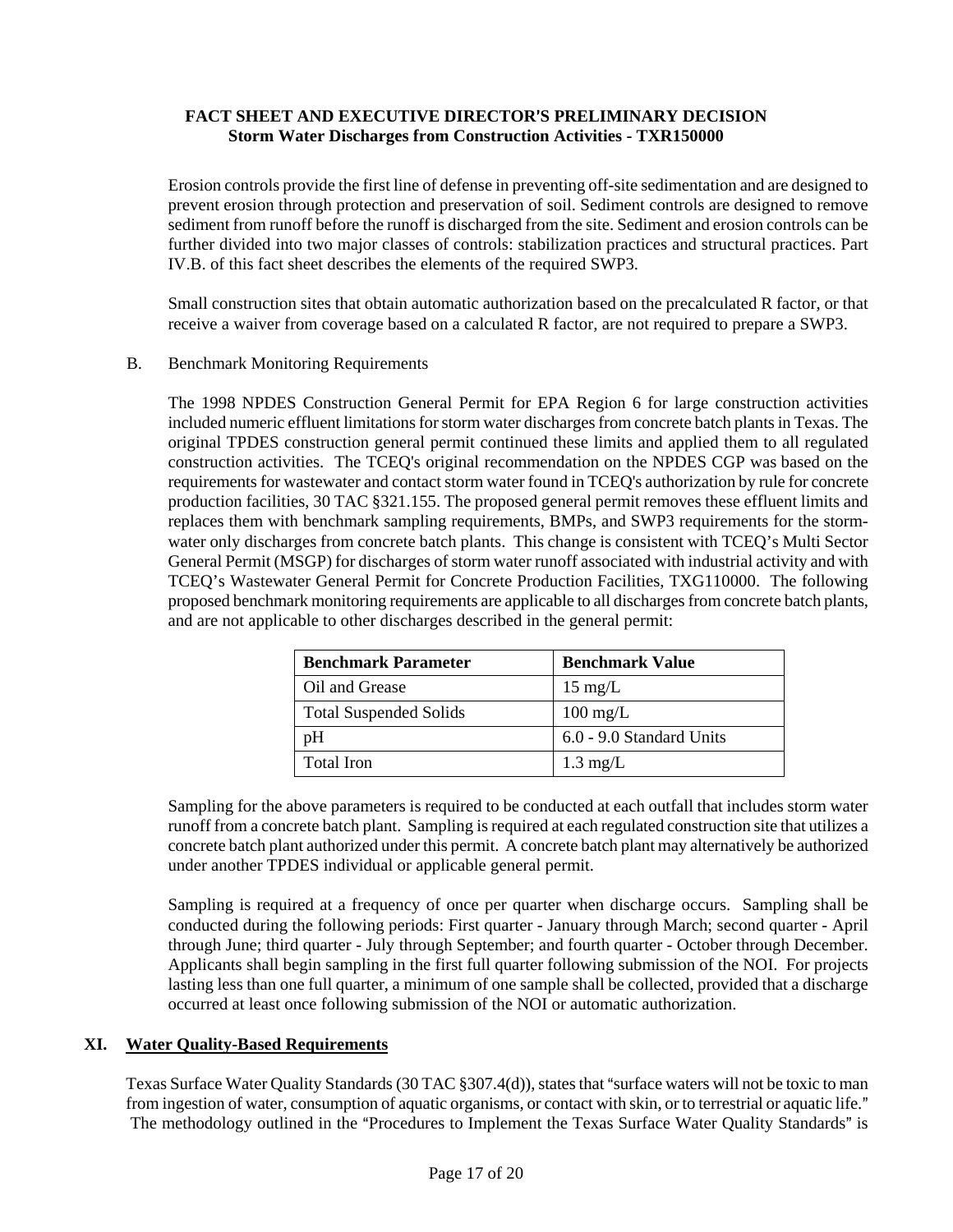Erosion controls provide the first line of defense in preventing off-site sedimentation and are designed to prevent erosion through protection and preservation of soil. Sediment controls are designed to remove sediment from runoff before the runoff is discharged from the site. Sediment and erosion controls can be further divided into two major classes of controls: stabilization practices and structural practices. Part IV.B. of this fact sheet describes the elements of the required SWP3.

Small construction sites that obtain automatic authorization based on the precalculated R factor, or that receive a waiver from coverage based on a calculated R factor, are not required to prepare a SWP3.

B. Benchmark Monitoring Requirements

The 1998 NPDES Construction General Permit for EPA Region 6 for large construction activities included numeric effluent limitations for storm water discharges from concrete batch plants in Texas. The original TPDES construction general permit continued these limits and applied them to all regulated construction activities. The TCEQ's original recommendation on the NPDES CGP was based on the requirements for wastewater and contact storm water found in TCEQ's authorization by rule for concrete production facilities, 30 TAC §321.155. The proposed general permit removes these effluent limits and replaces them with benchmark sampling requirements, BMPs, and SWP3 requirements for the storm-water only discharges from concrete batch plants. This change is consistent with TCEQ's Multi Sector General Permit (MSGP) for discharges of storm water runoff associated with industrial activity and with TCEQ's Wastewater General Permit for Concrete Production Facilities, TXG110000. The following proposed benchmark monitoring requirements are applicable to all discharges from concrete batch plants, and are not applicable to other discharges described in the general permit:

| Benchmark Parameter | Benchmark Value |
|---|---|
| Oil and Grease | 15 mg/L |
| Total Suspended Solids | 100 mg/L |
| pH | 6.0 - 9.0 Standard Units |
| Total Iron | 1.3 mg/L |

Sampling for the above parameters is required to be conducted at each outfall that includes storm water runoff from a concrete batch plant. Sampling is required at each regulated construction site that utilizes a concrete batch plant authorized under this permit. A concrete batch plant may alternatively be authorized under another TPDES individual or applicable general permit.

Sampling is required at a frequency of once per quarter when discharge occurs. Sampling shall be conducted during the following periods: First quarter - January through March; second quarter - April through June; third quarter - July through September; and fourth quarter - October through December. Applicants shall begin sampling in the first full quarter following submission of the NOI. For projects lasting less than one full quarter, a minimum of one sample shall be collected, provided that a discharge occurred at least once following submission of the NOI or automatic authorization.

## XI. Water Quality-Based Requirements

Texas Surface Water Quality Standards (30 TAC §307.4(d)), states that "surface waters will not be toxic to man from ingestion of water, consumption of aquatic organisms, or contact with skin, or to terrestrial or aquatic life." The methodology outlined in the "Procedures to Implement the Texas Surface Water Quality Standards" is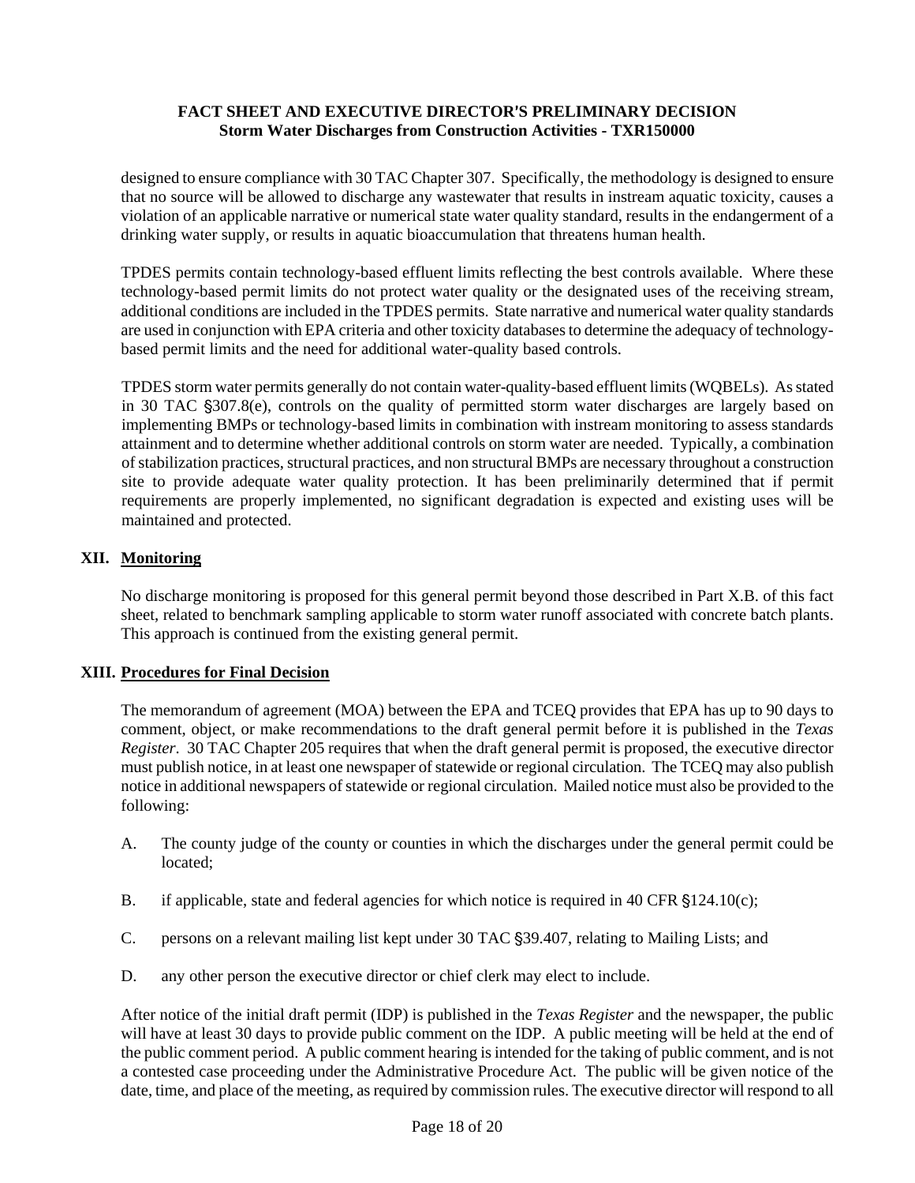designed to ensure compliance with 30 TAC Chapter 307. Specifically, the methodology is designed to ensure that no source will be allowed to discharge any wastewater that results in instream aquatic toxicity, causes a violation of an applicable narrative or numerical state water quality standard, results in the endangerment of a drinking water supply, or results in aquatic bioaccumulation that threatens human health.

TPDES permits contain technology-based effluent limits reflecting the best controls available. Where these technology-based permit limits do not protect water quality or the designated uses of the receiving stream, additional conditions are included in the TPDES permits. State narrative and numerical water quality standards are used in conjunction with EPA criteria and other toxicity databases to determine the adequacy of technology-based permit limits and the need for additional water-quality based controls.

TPDES storm water permits generally do not contain water-quality-based effluent limits (WQBELs). As stated in 30 TAC §307.8(e), controls on the quality of permitted storm water discharges are largely based on implementing BMPs or technology-based limits in combination with instream monitoring to assess standards attainment and to determine whether additional controls on storm water are needed. Typically, a combination of stabilization practices, structural practices, and non structural BMPs are necessary throughout a construction site to provide adequate water quality protection. It has been preliminarily determined that if permit requirements are properly implemented, no significant degradation is expected and existing uses will be maintained and protected.

## XII. <u>Monitoring</u>

No discharge monitoring is proposed for this general permit beyond those described in Part X.B. of this fact sheet, related to benchmark sampling applicable to storm water runoff associated with concrete batch plants. This approach is continued from the existing general permit.

## XIII. <u>Procedures for Final Decision</u>

The memorandum of agreement (MOA) between the EPA and TCEQ provides that EPA has up to 90 days to comment, object, or make recommendations to the draft general permit before it is published in the *Texas Register*. 30 TAC Chapter 205 requires that when the draft general permit is proposed, the executive director must publish notice, in at least one newspaper of statewide or regional circulation. The TCEQ may also publish notice in additional newspapers of statewide or regional circulation. Mailed notice must also be provided to the following:

A. The county judge of the county or counties in which the discharges under the general permit could be located;

B. if applicable, state and federal agencies for which notice is required in 40 CFR §124.10(c);

C. persons on a relevant mailing list kept under 30 TAC §39.407, relating to Mailing Lists; and

D. any other person the executive director or chief clerk may elect to include.

After notice of the initial draft permit (IDP) is published in the *Texas Register* and the newspaper, the public will have at least 30 days to provide public comment on the IDP. A public meeting will be held at the end of the public comment period. A public comment hearing is intended for the taking of public comment, and is not a contested case proceeding under the Administrative Procedure Act. The public will be given notice of the date, time, and place of the meeting, as required by commission rules. The executive director will respond to all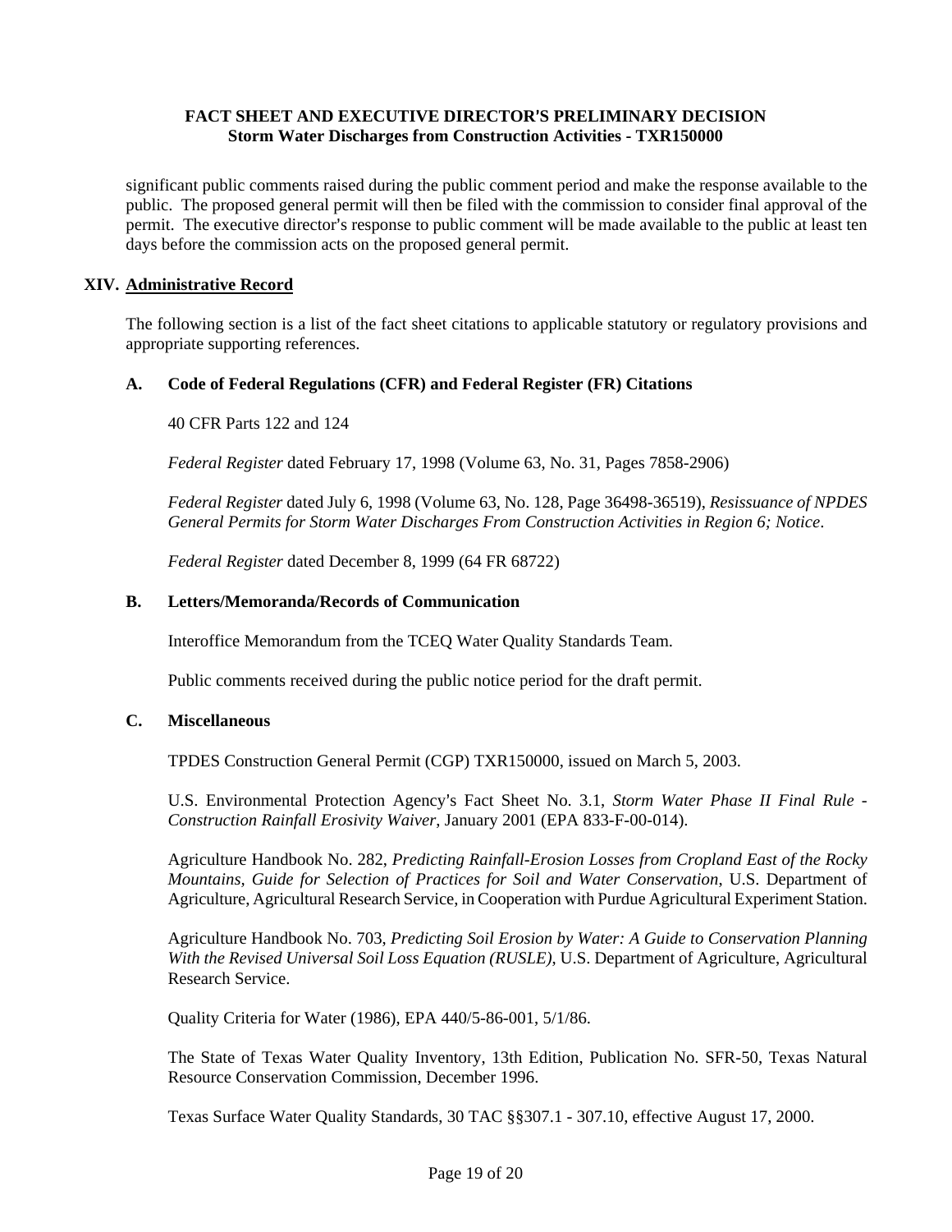significant public comments raised during the public comment period and make the response available to the public. The proposed general permit will then be filed with the commission to consider final approval of the permit. The executive director's response to public comment will be made available to the public at least ten days before the commission acts on the proposed general permit.

## XIV. Administrative Record

The following section is a list of the fact sheet citations to applicable statutory or regulatory provisions and appropriate supporting references.

### A. Code of Federal Regulations (CFR) and Federal Register (FR) Citations

40 CFR Parts 122 and 124

*Federal Register* dated February 17, 1998 (Volume 63, No. 31, Pages 7858-2906)

*Federal Register* dated July 6, 1998 (Volume 63, No. 128, Page 36498-36519), *Resissuance of NPDES General Permits for Storm Water Discharges From Construction Activities in Region 6; Notice*.

*Federal Register* dated December 8, 1999 (64 FR 68722)

### B. Letters/Memoranda/Records of Communication

Interoffice Memorandum from the TCEQ Water Quality Standards Team.

Public comments received during the public notice period for the draft permit.

### C. Miscellaneous

TPDES Construction General Permit (CGP) TXR150000, issued on March 5, 2003.

U.S. Environmental Protection Agency's Fact Sheet No. 3.1, *Storm Water Phase II Final Rule - Construction Rainfall Erosivity Waiver*, January 2001 (EPA 833-F-00-014).

Agriculture Handbook No. 282, *Predicting Rainfall-Erosion Losses from Cropland East of the Rocky Mountains, Guide for Selection of Practices for Soil and Water Conservation*, U.S. Department of Agriculture, Agricultural Research Service, in Cooperation with Purdue Agricultural Experiment Station.

Agriculture Handbook No. 703, *Predicting Soil Erosion by Water: A Guide to Conservation Planning With the Revised Universal Soil Loss Equation (RUSLE)*, U.S. Department of Agriculture, Agricultural Research Service.

Quality Criteria for Water (1986), EPA 440/5-86-001, 5/1/86.

The State of Texas Water Quality Inventory, 13th Edition, Publication No. SFR-50, Texas Natural Resource Conservation Commission, December 1996.

Texas Surface Water Quality Standards, 30 TAC §§307.1 - 307.10, effective August 17, 2000.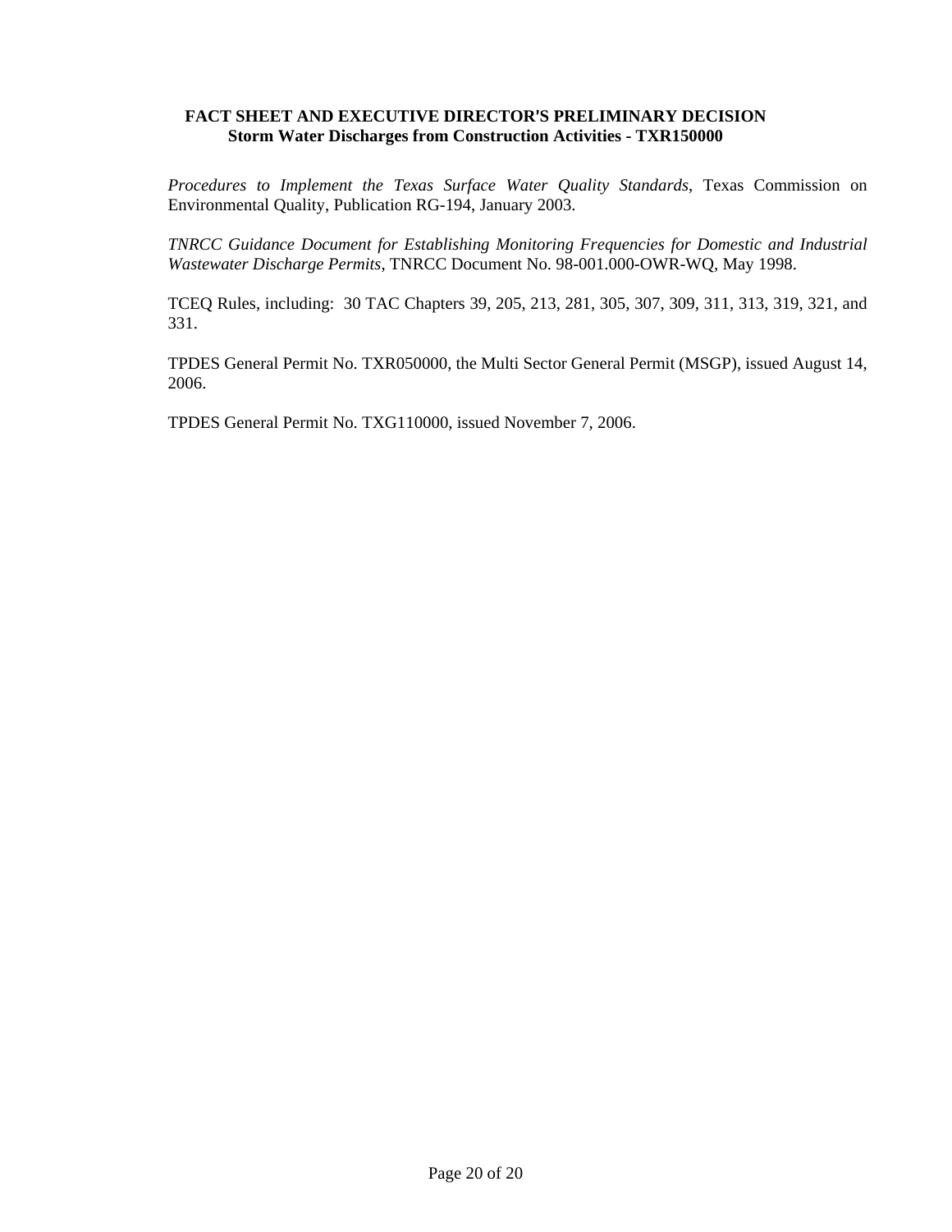*Procedures to Implement the Texas Surface Water Quality Standards*, Texas Commission on Environmental Quality, Publication RG-194, January 2003.

*TNRCC Guidance Document for Establishing Monitoring Frequencies for Domestic and Industrial Wastewater Discharge Permits*, TNRCC Document No. 98-001.000-OWR-WQ, May 1998.

TCEQ Rules, including: 30 TAC Chapters 39, 205, 213, 281, 305, 307, 309, 311, 313, 319, 321, and 331.

TPDES General Permit No. TXR050000, the Multi Sector General Permit (MSGP), issued August 14, 2006.

TPDES General Permit No. TXG110000, issued November 7, 2006.